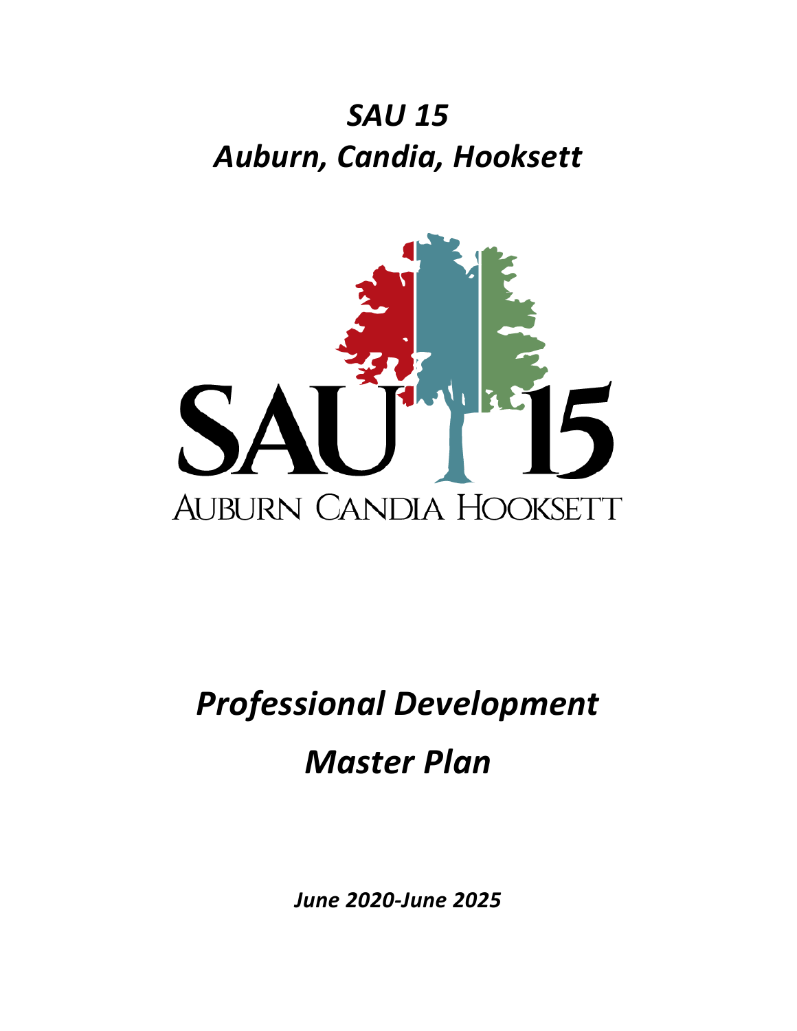# *SAU 15*
# *Auburn, Candia, Hooksett*

SAU 15

AUBURN CANDIA HOOKSETT

# *Professional Development*
# *Master Plan*

***June 2020-June 2025***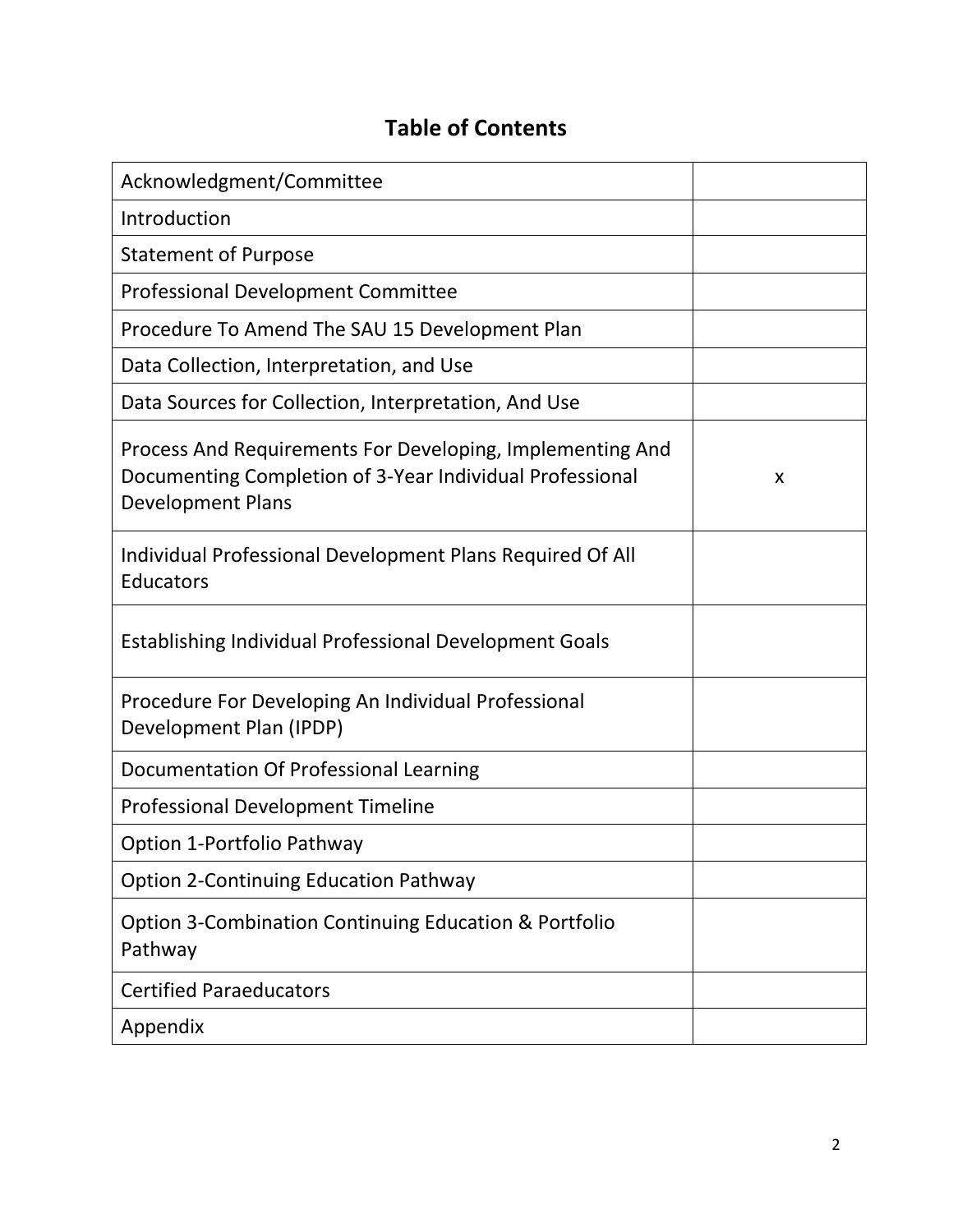# Table of Contents

| | |
|---|---|
| Acknowledgment/Committee | |
| Introduction | |
| Statement of Purpose | |
| Professional Development Committee | |
| Procedure To Amend The SAU 15 Development Plan | |
| Data Collection, Interpretation, and Use | |
| Data Sources for Collection, Interpretation, And Use | |
| Process And Requirements For Developing, Implementing And Documenting Completion of 3-Year Individual Professional Development Plans | x |
| Individual Professional Development Plans Required Of All Educators | |
| Establishing Individual Professional Development Goals | |
| Procedure For Developing An Individual Professional Development Plan (IPDP) | |
| Documentation Of Professional Learning | |
| Professional Development Timeline | |
| Option 1-Portfolio Pathway | |
| Option 2-Continuing Education Pathway | |
| Option 3-Combination Continuing Education & Portfolio Pathway | |
| Certified Paraeducators | |
| Appendix | |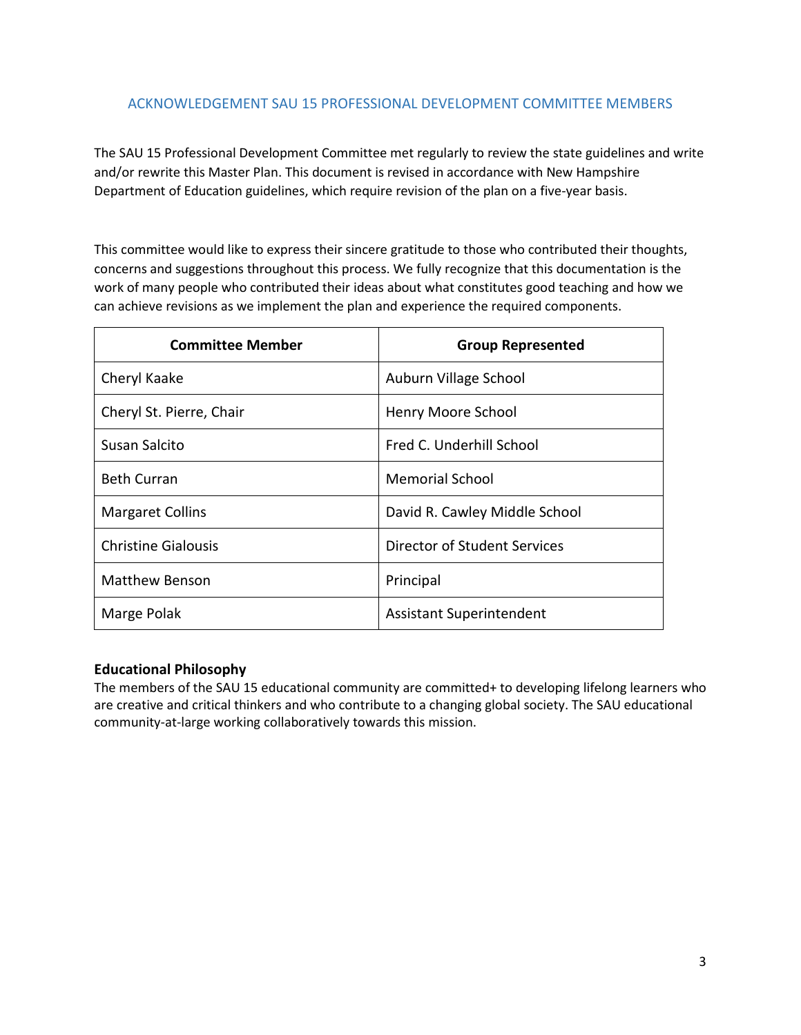## ACKNOWLEDGEMENT SAU 15 PROFESSIONAL DEVELOPMENT COMMITTEE MEMBERS

The SAU 15 Professional Development Committee met regularly to review the state guidelines and write and/or rewrite this Master Plan. This document is revised in accordance with New Hampshire Department of Education guidelines, which require revision of the plan on a five-year basis.

This committee would like to express their sincere gratitude to those who contributed their thoughts, concerns and suggestions throughout this process. We fully recognize that this documentation is the work of many people who contributed their ideas about what constitutes good teaching and how we can achieve revisions as we implement the plan and experience the required components.

| Committee Member | Group Represented |
| --- | --- |
| Cheryl Kaake | Auburn Village School |
| Cheryl St. Pierre, Chair | Henry Moore School |
| Susan Salcito | Fred C. Underhill School |
| Beth Curran | Memorial School |
| Margaret Collins | David R. Cawley Middle School |
| Christine Gialousis | Director of Student Services |
| Matthew Benson | Principal |
| Marge Polak | Assistant Superintendent |

**Educational Philosophy**

The members of the SAU 15 educational community are committed+ to developing lifelong learners who are creative and critical thinkers and who contribute to a changing global society. The SAU educational community-at-large working collaboratively towards this mission.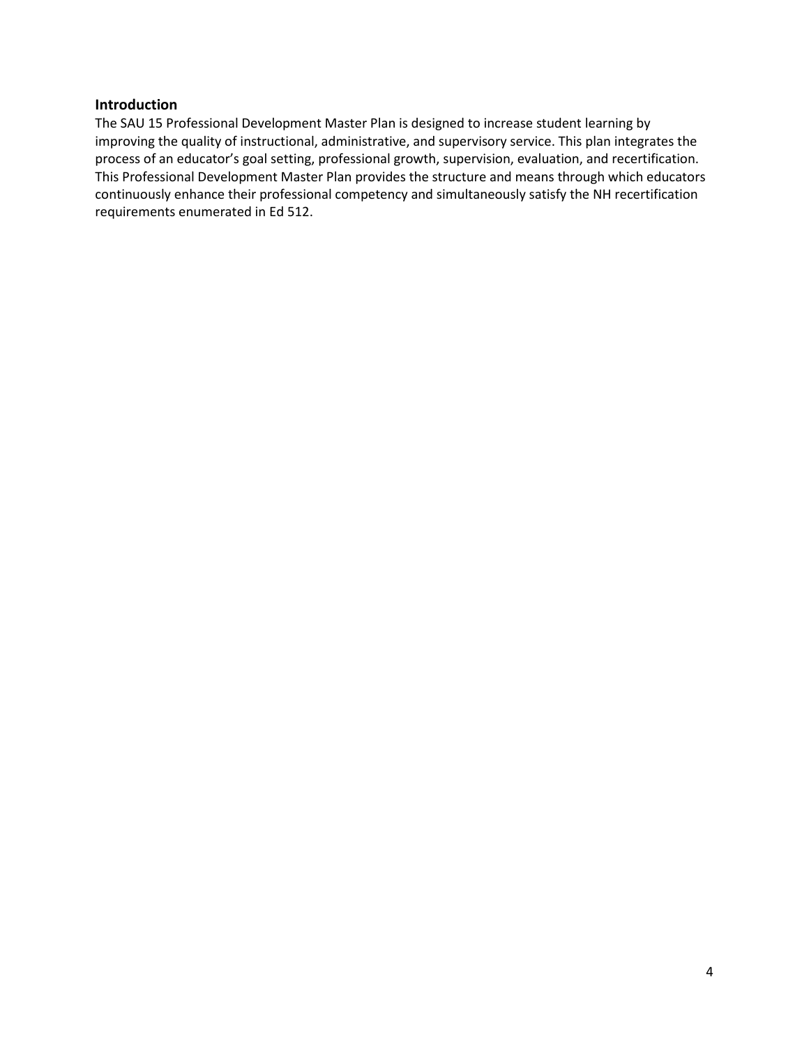## Introduction

The SAU 15 Professional Development Master Plan is designed to increase student learning by improving the quality of instructional, administrative, and supervisory service. This plan integrates the process of an educator's goal setting, professional growth, supervision, evaluation, and recertification. This Professional Development Master Plan provides the structure and means through which educators continuously enhance their professional competency and simultaneously satisfy the NH recertification requirements enumerated in Ed 512.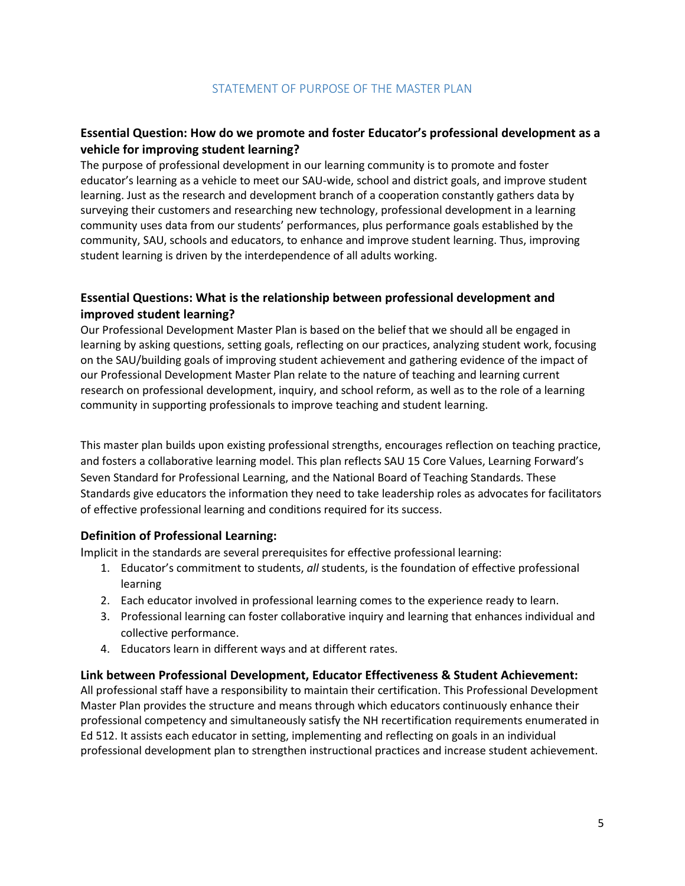## STATEMENT OF PURPOSE OF THE MASTER PLAN

### Essential Question: How do we promote and foster Educator's professional development as a vehicle for improving student learning?

The purpose of professional development in our learning community is to promote and foster educator's learning as a vehicle to meet our SAU-wide, school and district goals, and improve student learning. Just as the research and development branch of a cooperation constantly gathers data by surveying their customers and researching new technology, professional development in a learning community uses data from our students' performances, plus performance goals established by the community, SAU, schools and educators, to enhance and improve student learning. Thus, improving student learning is driven by the interdependence of all adults working.

### Essential Questions: What is the relationship between professional development and improved student learning?

Our Professional Development Master Plan is based on the belief that we should all be engaged in learning by asking questions, setting goals, reflecting on our practices, analyzing student work, focusing on the SAU/building goals of improving student achievement and gathering evidence of the impact of our Professional Development Master Plan relate to the nature of teaching and learning current research on professional development, inquiry, and school reform, as well as to the role of a learning community in supporting professionals to improve teaching and student learning.

This master plan builds upon existing professional strengths, encourages reflection on teaching practice, and fosters a collaborative learning model. This plan reflects SAU 15 Core Values, Learning Forward's Seven Standard for Professional Learning, and the National Board of Teaching Standards. These Standards give educators the information they need to take leadership roles as advocates for facilitators of effective professional learning and conditions required for its success.

### Definition of Professional Learning:

Implicit in the standards are several prerequisites for effective professional learning:

1. Educator's commitment to students, *all* students, is the foundation of effective professional learning
2. Each educator involved in professional learning comes to the experience ready to learn.
3. Professional learning can foster collaborative inquiry and learning that enhances individual and collective performance.
4. Educators learn in different ways and at different rates.

### Link between Professional Development, Educator Effectiveness & Student Achievement:

All professional staff have a responsibility to maintain their certification. This Professional Development Master Plan provides the structure and means through which educators continuously enhance their professional competency and simultaneously satisfy the NH recertification requirements enumerated in Ed 512. It assists each educator in setting, implementing and reflecting on goals in an individual professional development plan to strengthen instructional practices and increase student achievement.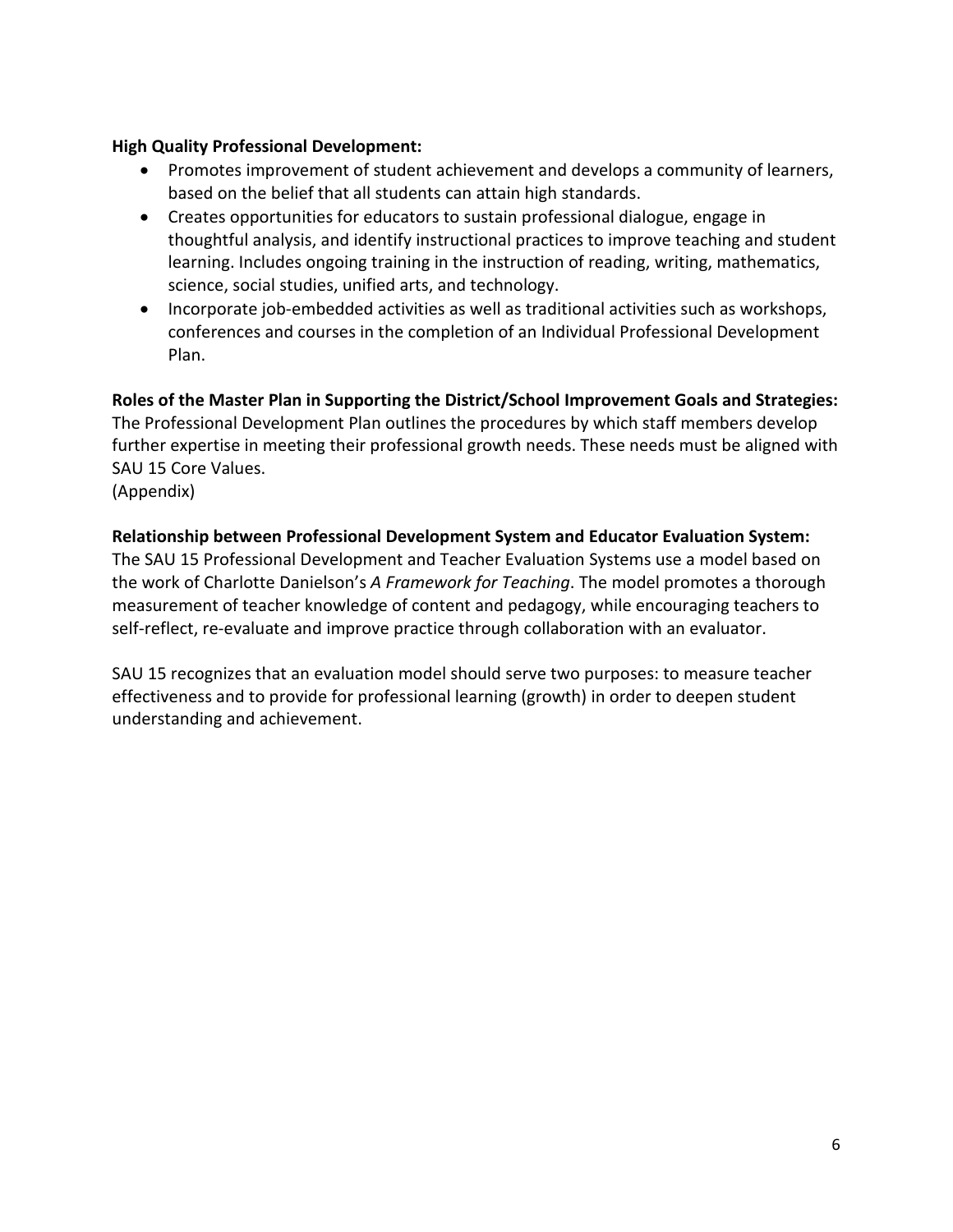**High Quality Professional Development:**

- Promotes improvement of student achievement and develops a community of learners, based on the belief that all students can attain high standards.
- Creates opportunities for educators to sustain professional dialogue, engage in thoughtful analysis, and identify instructional practices to improve teaching and student learning. Includes ongoing training in the instruction of reading, writing, mathematics, science, social studies, unified arts, and technology.
- Incorporate job-embedded activities as well as traditional activities such as workshops, conferences and courses in the completion of an Individual Professional Development Plan.

**Roles of the Master Plan in Supporting the District/School Improvement Goals and Strategies:**
The Professional Development Plan outlines the procedures by which staff members develop further expertise in meeting their professional growth needs. These needs must be aligned with SAU 15 Core Values.
(Appendix)

**Relationship between Professional Development System and Educator Evaluation System:**
The SAU 15 Professional Development and Teacher Evaluation Systems use a model based on the work of Charlotte Danielson's *A Framework for Teaching*. The model promotes a thorough measurement of teacher knowledge of content and pedagogy, while encouraging teachers to self-reflect, re-evaluate and improve practice through collaboration with an evaluator.

SAU 15 recognizes that an evaluation model should serve two purposes: to measure teacher effectiveness and to provide for professional learning (growth) in order to deepen student understanding and achievement.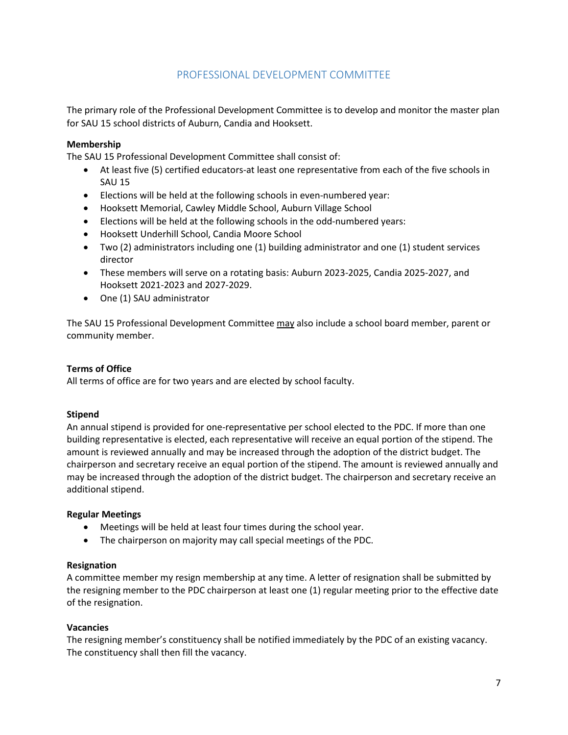## PROFESSIONAL DEVELOPMENT COMMITTEE

The primary role of the Professional Development Committee is to develop and monitor the master plan for SAU 15 school districts of Auburn, Candia and Hooksett.

**Membership**

The SAU 15 Professional Development Committee shall consist of:

- At least five (5) certified educators-at least one representative from each of the five schools in SAU 15
- Elections will be held at the following schools in even-numbered year:
- Hooksett Memorial, Cawley Middle School, Auburn Village School
- Elections will be held at the following schools in the odd-numbered years:
- Hooksett Underhill School, Candia Moore School
- Two (2) administrators including one (1) building administrator and one (1) student services director
- These members will serve on a rotating basis: Auburn 2023-2025, Candia 2025-2027, and Hooksett 2021-2023 and 2027-2029.
- One (1) SAU administrator

The SAU 15 Professional Development Committee <u>may</u> also include a school board member, parent or community member.

**Terms of Office**

All terms of office are for two years and are elected by school faculty.

**Stipend**

An annual stipend is provided for one-representative per school elected to the PDC. If more than one building representative is elected, each representative will receive an equal portion of the stipend. The amount is reviewed annually and may be increased through the adoption of the district budget. The chairperson and secretary receive an equal portion of the stipend. The amount is reviewed annually and may be increased through the adoption of the district budget. The chairperson and secretary receive an additional stipend.

**Regular Meetings**

- Meetings will be held at least four times during the school year.
- The chairperson on majority may call special meetings of the PDC.

**Resignation**

A committee member my resign membership at any time. A letter of resignation shall be submitted by the resigning member to the PDC chairperson at least one (1) regular meeting prior to the effective date of the resignation.

**Vacancies**

The resigning member's constituency shall be notified immediately by the PDC of an existing vacancy. The constituency shall then fill the vacancy.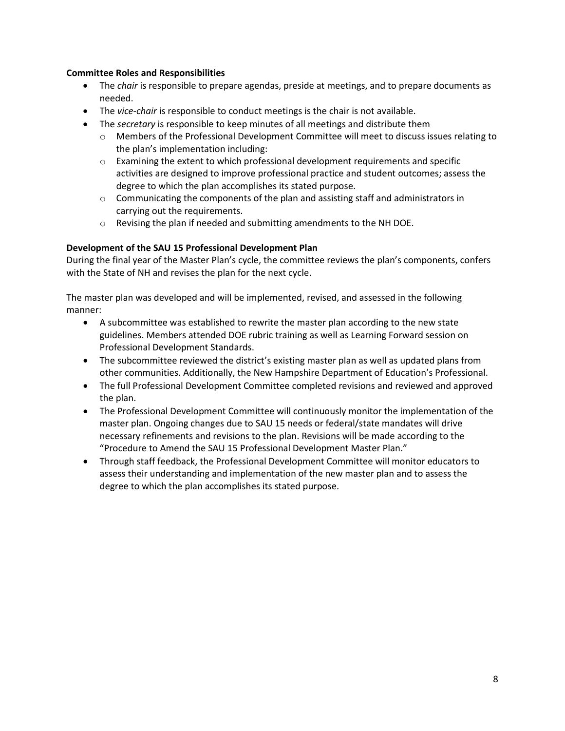**Committee Roles and Responsibilities**

- The *chair* is responsible to prepare agendas, preside at meetings, and to prepare documents as needed.
- The *vice-chair* is responsible to conduct meetings is the chair is not available.
- The *secretary* is responsible to keep minutes of all meetings and distribute them
    - Members of the Professional Development Committee will meet to discuss issues relating to the plan's implementation including:
    - Examining the extent to which professional development requirements and specific activities are designed to improve professional practice and student outcomes; assess the degree to which the plan accomplishes its stated purpose.
    - Communicating the components of the plan and assisting staff and administrators in carrying out the requirements.
    - Revising the plan if needed and submitting amendments to the NH DOE.

**Development of the SAU 15 Professional Development Plan**

During the final year of the Master Plan's cycle, the committee reviews the plan's components, confers with the State of NH and revises the plan for the next cycle.

The master plan was developed and will be implemented, revised, and assessed in the following manner:

- A subcommittee was established to rewrite the master plan according to the new state guidelines. Members attended DOE rubric training as well as Learning Forward session on Professional Development Standards.
- The subcommittee reviewed the district's existing master plan as well as updated plans from other communities. Additionally, the New Hampshire Department of Education's Professional.
- The full Professional Development Committee completed revisions and reviewed and approved the plan.
- The Professional Development Committee will continuously monitor the implementation of the master plan. Ongoing changes due to SAU 15 needs or federal/state mandates will drive necessary refinements and revisions to the plan. Revisions will be made according to the "Procedure to Amend the SAU 15 Professional Development Master Plan."
- Through staff feedback, the Professional Development Committee will monitor educators to assess their understanding and implementation of the new master plan and to assess the degree to which the plan accomplishes its stated purpose.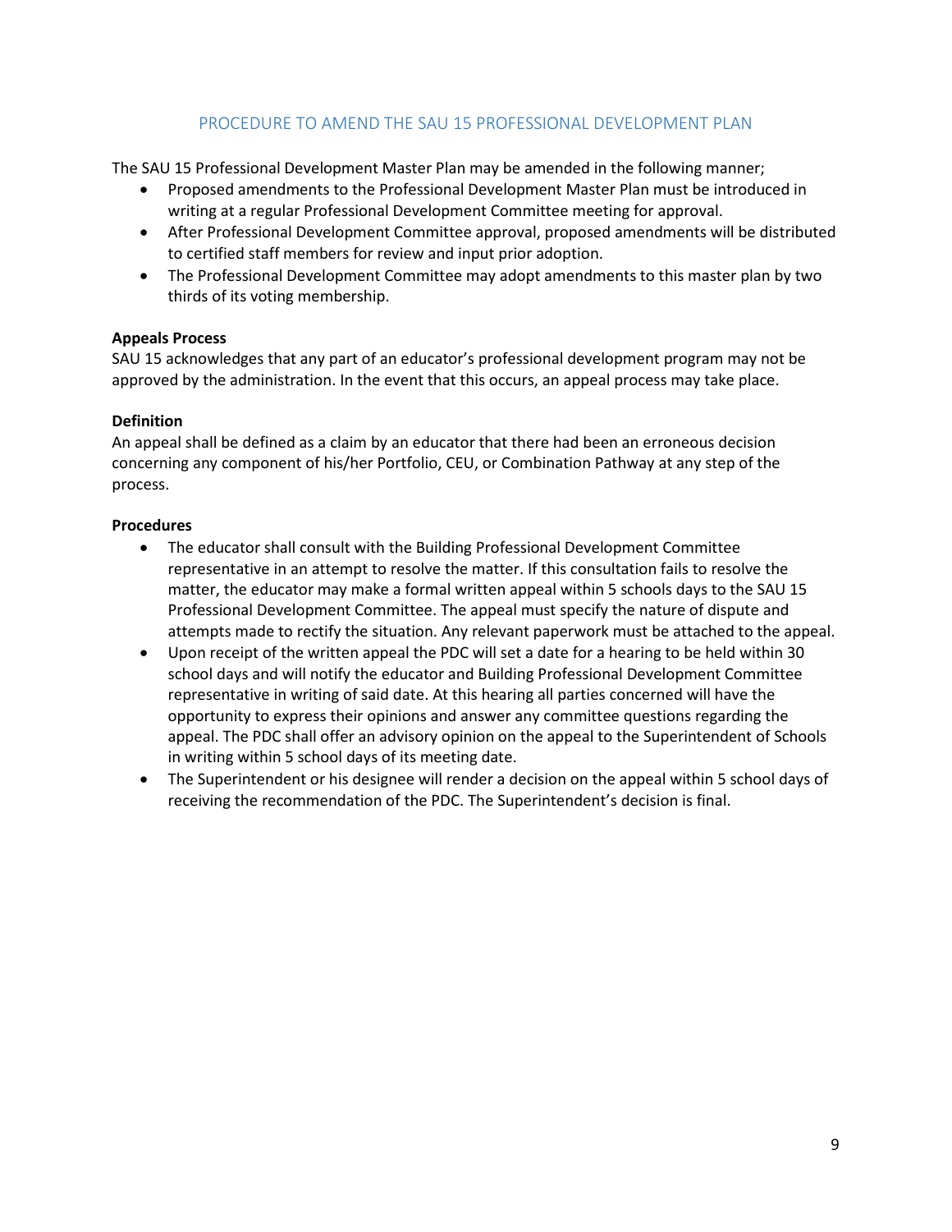## PROCEDURE TO AMEND THE SAU 15 PROFESSIONAL DEVELOPMENT PLAN

The SAU 15 Professional Development Master Plan may be amended in the following manner;

- Proposed amendments to the Professional Development Master Plan must be introduced in writing at a regular Professional Development Committee meeting for approval.
- After Professional Development Committee approval, proposed amendments will be distributed to certified staff members for review and input prior adoption.
- The Professional Development Committee may adopt amendments to this master plan by two thirds of its voting membership.

**Appeals Process**

SAU 15 acknowledges that any part of an educator's professional development program may not be approved by the administration. In the event that this occurs, an appeal process may take place.

**Definition**

An appeal shall be defined as a claim by an educator that there had been an erroneous decision concerning any component of his/her Portfolio, CEU, or Combination Pathway at any step of the process.

**Procedures**

- The educator shall consult with the Building Professional Development Committee representative in an attempt to resolve the matter. If this consultation fails to resolve the matter, the educator may make a formal written appeal within 5 schools days to the SAU 15 Professional Development Committee. The appeal must specify the nature of dispute and attempts made to rectify the situation. Any relevant paperwork must be attached to the appeal.
- Upon receipt of the written appeal the PDC will set a date for a hearing to be held within 30 school days and will notify the educator and Building Professional Development Committee representative in writing of said date. At this hearing all parties concerned will have the opportunity to express their opinions and answer any committee questions regarding the appeal. The PDC shall offer an advisory opinion on the appeal to the Superintendent of Schools in writing within 5 school days of its meeting date.
- The Superintendent or his designee will render a decision on the appeal within 5 school days of receiving the recommendation of the PDC. The Superintendent's decision is final.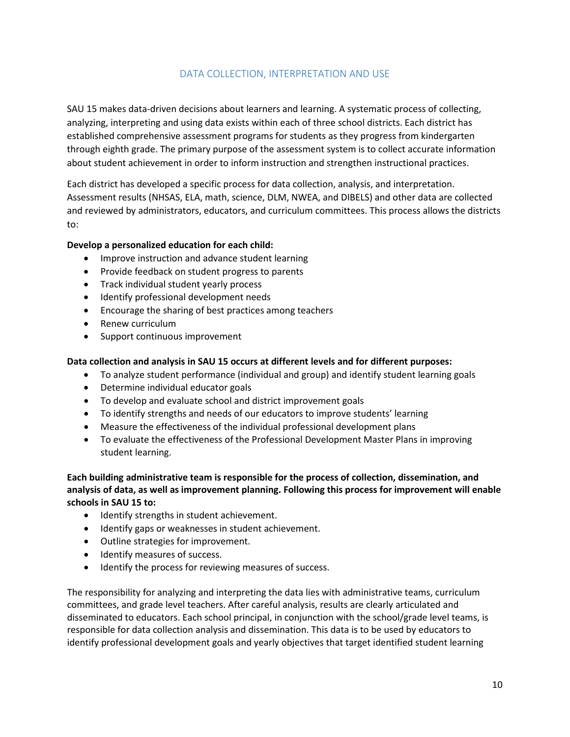## DATA COLLECTION, INTERPRETATION AND USE

SAU 15 makes data-driven decisions about learners and learning. A systematic process of collecting, analyzing, interpreting and using data exists within each of three school districts. Each district has established comprehensive assessment programs for students as they progress from kindergarten through eighth grade. The primary purpose of the assessment system is to collect accurate information about student achievement in order to inform instruction and strengthen instructional practices.

Each district has developed a specific process for data collection, analysis, and interpretation. Assessment results (NHSAS, ELA, math, science, DLM, NWEA, and DIBELS) and other data are collected and reviewed by administrators, educators, and curriculum committees. This process allows the districts to:

**Develop a personalized education for each child:**

- Improve instruction and advance student learning
- Provide feedback on student progress to parents
- Track individual student yearly process
- Identify professional development needs
- Encourage the sharing of best practices among teachers
- Renew curriculum
- Support continuous improvement

**Data collection and analysis in SAU 15 occurs at different levels and for different purposes:**

- To analyze student performance (individual and group) and identify student learning goals
- Determine individual educator goals
- To develop and evaluate school and district improvement goals
- To identify strengths and needs of our educators to improve students' learning
- Measure the effectiveness of the individual professional development plans
- To evaluate the effectiveness of the Professional Development Master Plans in improving student learning.

**Each building administrative team is responsible for the process of collection, dissemination, and analysis of data, as well as improvement planning. Following this process for improvement will enable schools in SAU 15 to:**

- Identify strengths in student achievement.
- Identify gaps or weaknesses in student achievement.
- Outline strategies for improvement.
- Identify measures of success.
- Identify the process for reviewing measures of success.

The responsibility for analyzing and interpreting the data lies with administrative teams, curriculum committees, and grade level teachers. After careful analysis, results are clearly articulated and disseminated to educators. Each school principal, in conjunction with the school/grade level teams, is responsible for data collection analysis and dissemination. This data is to be used by educators to identify professional development goals and yearly objectives that target identified student learning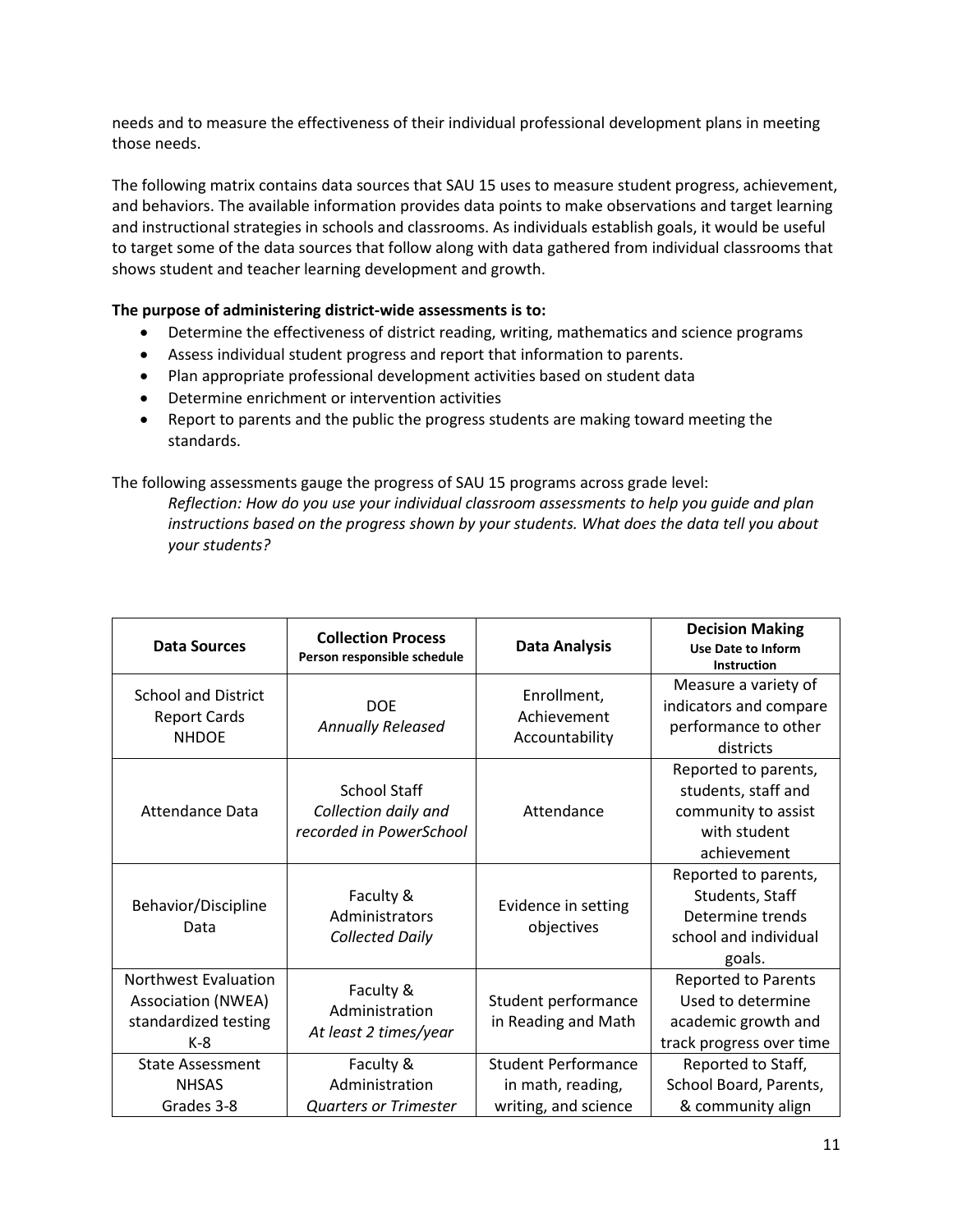needs and to measure the effectiveness of their individual professional development plans in meeting those needs.

The following matrix contains data sources that SAU 15 uses to measure student progress, achievement, and behaviors. The available information provides data points to make observations and target learning and instructional strategies in schools and classrooms. As individuals establish goals, it would be useful to target some of the data sources that follow along with data gathered from individual classrooms that shows student and teacher learning development and growth.

**The purpose of administering district-wide assessments is to:**

- Determine the effectiveness of district reading, writing, mathematics and science programs
- Assess individual student progress and report that information to parents.
- Plan appropriate professional development activities based on student data
- Determine enrichment or intervention activities
- Report to parents and the public the progress students are making toward meeting the standards.

The following assessments gauge the progress of SAU 15 programs across grade level:

*Reflection: How do you use your individual classroom assessments to help you guide and plan instructions based on the progress shown by your students. What does the data tell you about your students?*

| **Data Sources** | **Collection Process** **Person responsible schedule** | **Data Analysis** | **Decision Making** **Use Date to Inform Instruction** |
|---|---|---|---|
| School and District Report Cards NHDOE | DOE *Annually Released* | Enrollment, Achievement Accountability | Measure a variety of indicators and compare performance to other districts |
| Attendance Data | School Staff *Collection daily and recorded in PowerSchool* | Attendance | Reported to parents, students, staff and community to assist with student achievement |
| Behavior/Discipline Data | Faculty & Administrators *Collected Daily* | Evidence in setting objectives | Reported to parents, Students, Staff Determine trends school and individual goals. |
| Northwest Evaluation Association (NWEA) standardized testing K-8 | Faculty & Administration *At least 2 times/year* | Student performance in Reading and Math | Reported to Parents Used to determine academic growth and track progress over time |
| State Assessment NHSAS Grades 3-8 | Faculty & Administration *Quarters or Trimester* | Student Performance in math, reading, writing, and science | Reported to Staff, School Board, Parents, & community align |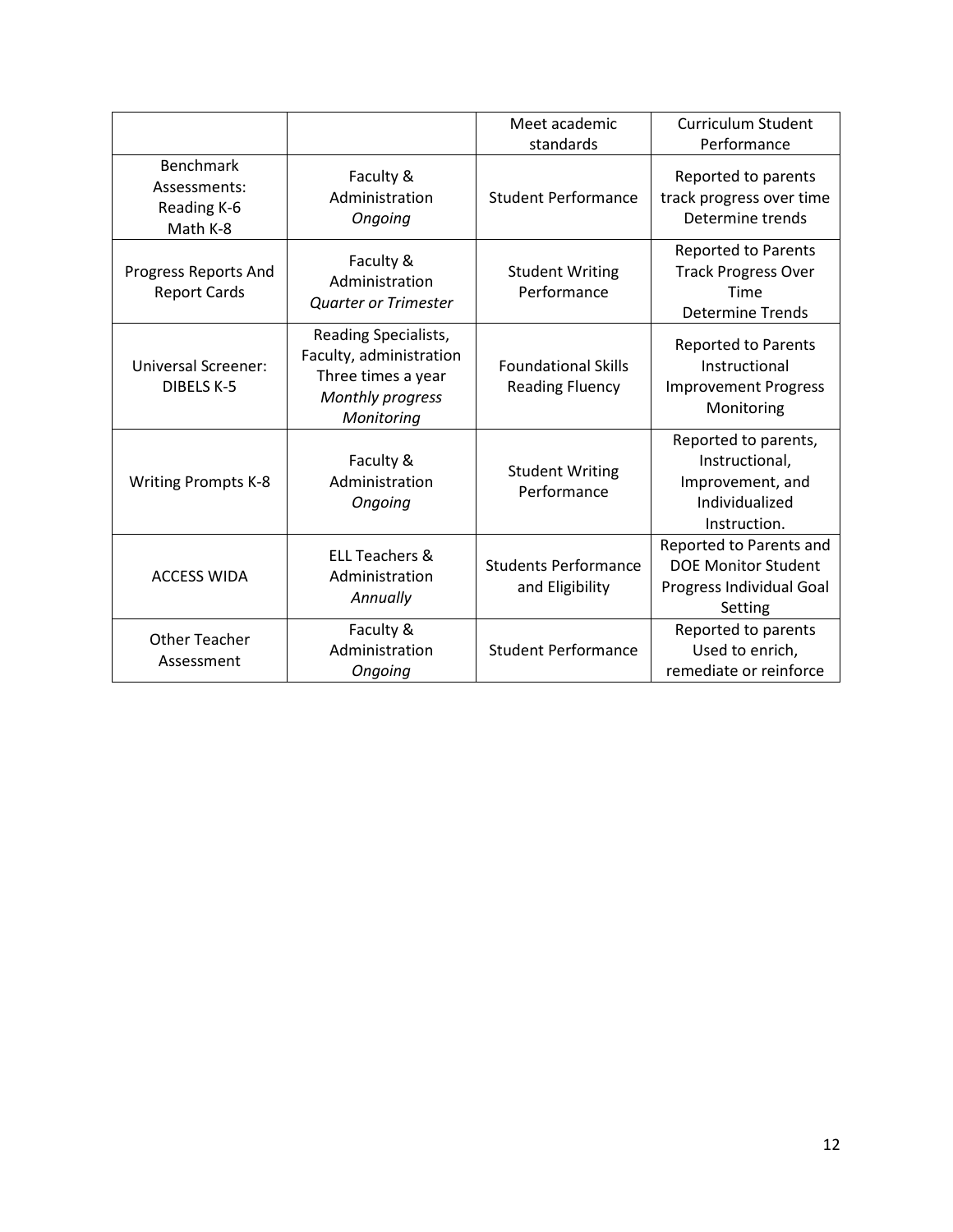| | | | |
|---|---|---|---|
| | | Meet academic standards | Curriculum Student Performance |
| Benchmark Assessments: Reading K-6 Math K-8 | Faculty & Administration *Ongoing* | Student Performance | Reported to parents track progress over time Determine trends |
| Progress Reports And Report Cards | Faculty & Administration *Quarter or Trimester* | Student Writing Performance | Reported to Parents Track Progress Over Time Determine Trends |
| Universal Screener: DIBELS K-5 | Reading Specialists, Faculty, administration Three times a year *Monthly progress Monitoring* | Foundational Skills Reading Fluency | Reported to Parents Instructional Improvement Progress Monitoring |
| Writing Prompts K-8 | Faculty & Administration *Ongoing* | Student Writing Performance | Reported to parents, Instructional, Improvement, and Individualized Instruction. |
| ACCESS WIDA | ELL Teachers & Administration *Annually* | Students Performance and Eligibility | Reported to Parents and DOE Monitor Student Progress Individual Goal Setting |
| Other Teacher Assessment | Faculty & Administration *Ongoing* | Student Performance | Reported to parents Used to enrich, remediate or reinforce |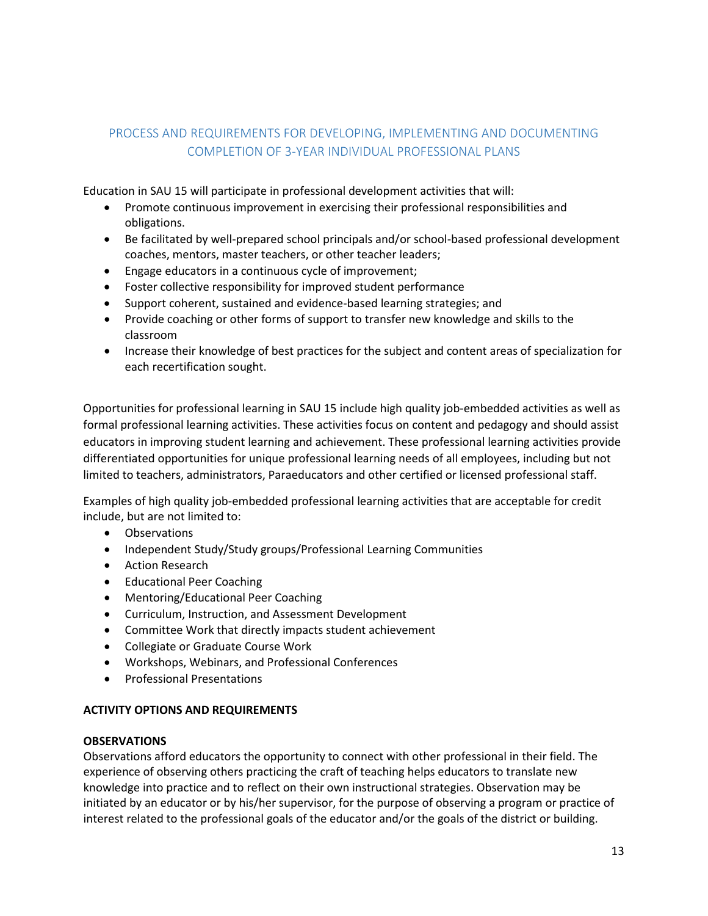## PROCESS AND REQUIREMENTS FOR DEVELOPING, IMPLEMENTING AND DOCUMENTING COMPLETION OF 3-YEAR INDIVIDUAL PROFESSIONAL PLANS

Education in SAU 15 will participate in professional development activities that will:

- Promote continuous improvement in exercising their professional responsibilities and obligations.
- Be facilitated by well-prepared school principals and/or school-based professional development coaches, mentors, master teachers, or other teacher leaders;
- Engage educators in a continuous cycle of improvement;
- Foster collective responsibility for improved student performance
- Support coherent, sustained and evidence-based learning strategies; and
- Provide coaching or other forms of support to transfer new knowledge and skills to the classroom
- Increase their knowledge of best practices for the subject and content areas of specialization for each recertification sought.

Opportunities for professional learning in SAU 15 include high quality job-embedded activities as well as formal professional learning activities. These activities focus on content and pedagogy and should assist educators in improving student learning and achievement. These professional learning activities provide differentiated opportunities for unique professional learning needs of all employees, including but not limited to teachers, administrators, Paraeducators and other certified or licensed professional staff.

Examples of high quality job-embedded professional learning activities that are acceptable for credit include, but are not limited to:

- Observations
- Independent Study/Study groups/Professional Learning Communities
- Action Research
- Educational Peer Coaching
- Mentoring/Educational Peer Coaching
- Curriculum, Instruction, and Assessment Development
- Committee Work that directly impacts student achievement
- Collegiate or Graduate Course Work
- Workshops, Webinars, and Professional Conferences
- Professional Presentations

**ACTIVITY OPTIONS AND REQUIREMENTS**

**OBSERVATIONS**

Observations afford educators the opportunity to connect with other professional in their field. The experience of observing others practicing the craft of teaching helps educators to translate new knowledge into practice and to reflect on their own instructional strategies. Observation may be initiated by an educator or by his/her supervisor, for the purpose of observing a program or practice of interest related to the professional goals of the educator and/or the goals of the district or building.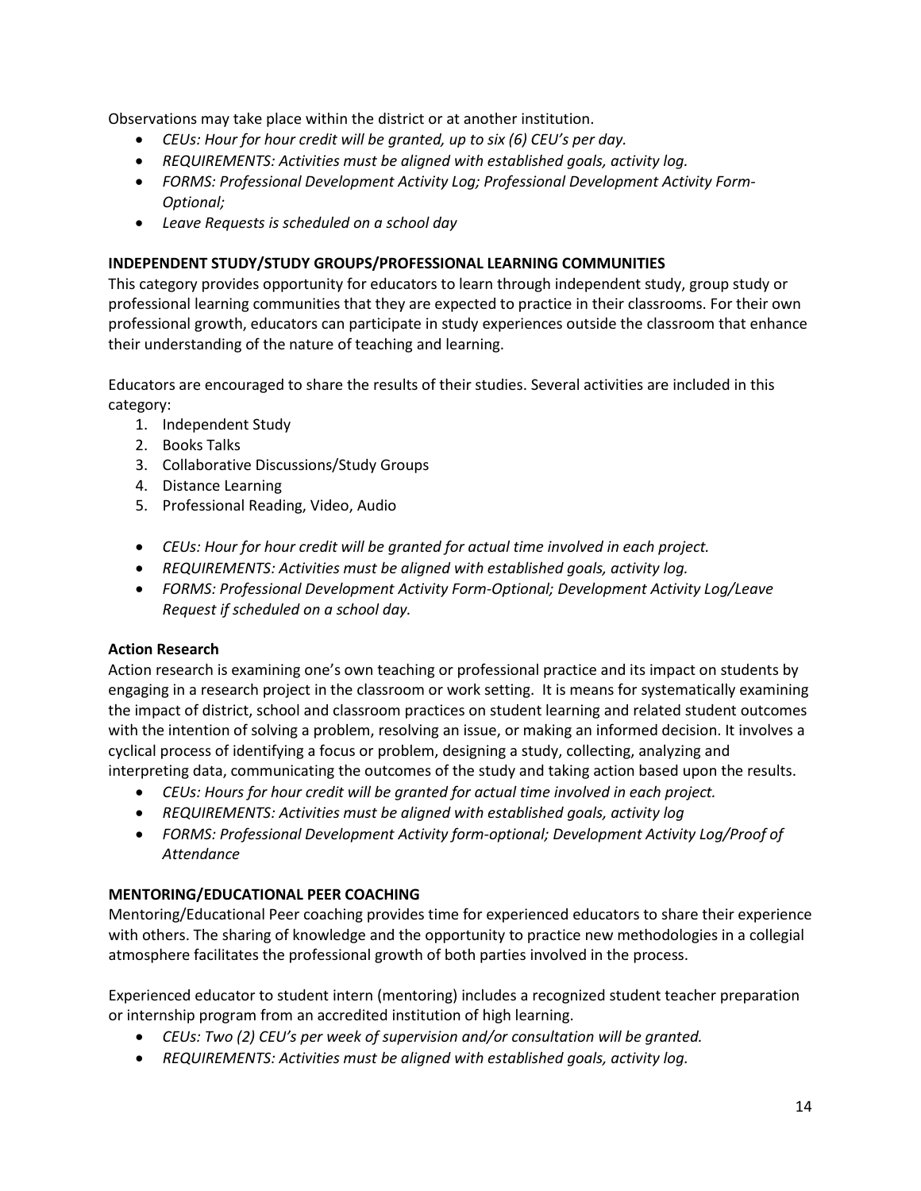Observations may take place within the district or at another institution.

- *CEUs: Hour for hour credit will be granted, up to six (6) CEU's per day.*
- *REQUIREMENTS: Activities must be aligned with established goals, activity log.*
- *FORMS: Professional Development Activity Log; Professional Development Activity Form-Optional;*
- *Leave Requests is scheduled on a school day*

**INDEPENDENT STUDY/STUDY GROUPS/PROFESSIONAL LEARNING COMMUNITIES**

This category provides opportunity for educators to learn through independent study, group study or professional learning communities that they are expected to practice in their classrooms. For their own professional growth, educators can participate in study experiences outside the classroom that enhance their understanding of the nature of teaching and learning.

Educators are encouraged to share the results of their studies. Several activities are included in this category:

1. Independent Study
2. Books Talks
3. Collaborative Discussions/Study Groups
4. Distance Learning
5. Professional Reading, Video, Audio

- *CEUs: Hour for hour credit will be granted for actual time involved in each project.*
- *REQUIREMENTS: Activities must be aligned with established goals, activity log.*
- *FORMS: Professional Development Activity Form-Optional; Development Activity Log/Leave Request if scheduled on a school day.*

**Action Research**

Action research is examining one's own teaching or professional practice and its impact on students by engaging in a research project in the classroom or work setting. It is means for systematically examining the impact of district, school and classroom practices on student learning and related student outcomes with the intention of solving a problem, resolving an issue, or making an informed decision. It involves a cyclical process of identifying a focus or problem, designing a study, collecting, analyzing and interpreting data, communicating the outcomes of the study and taking action based upon the results.

- *CEUs: Hours for hour credit will be granted for actual time involved in each project.*
- *REQUIREMENTS: Activities must be aligned with established goals, activity log*
- *FORMS: Professional Development Activity form-optional; Development Activity Log/Proof of Attendance*

**MENTORING/EDUCATIONAL PEER COACHING**

Mentoring/Educational Peer coaching provides time for experienced educators to share their experience with others. The sharing of knowledge and the opportunity to practice new methodologies in a collegial atmosphere facilitates the professional growth of both parties involved in the process.

Experienced educator to student intern (mentoring) includes a recognized student teacher preparation or internship program from an accredited institution of high learning.

- *CEUs: Two (2) CEU's per week of supervision and/or consultation will be granted.*
- *REQUIREMENTS: Activities must be aligned with established goals, activity log.*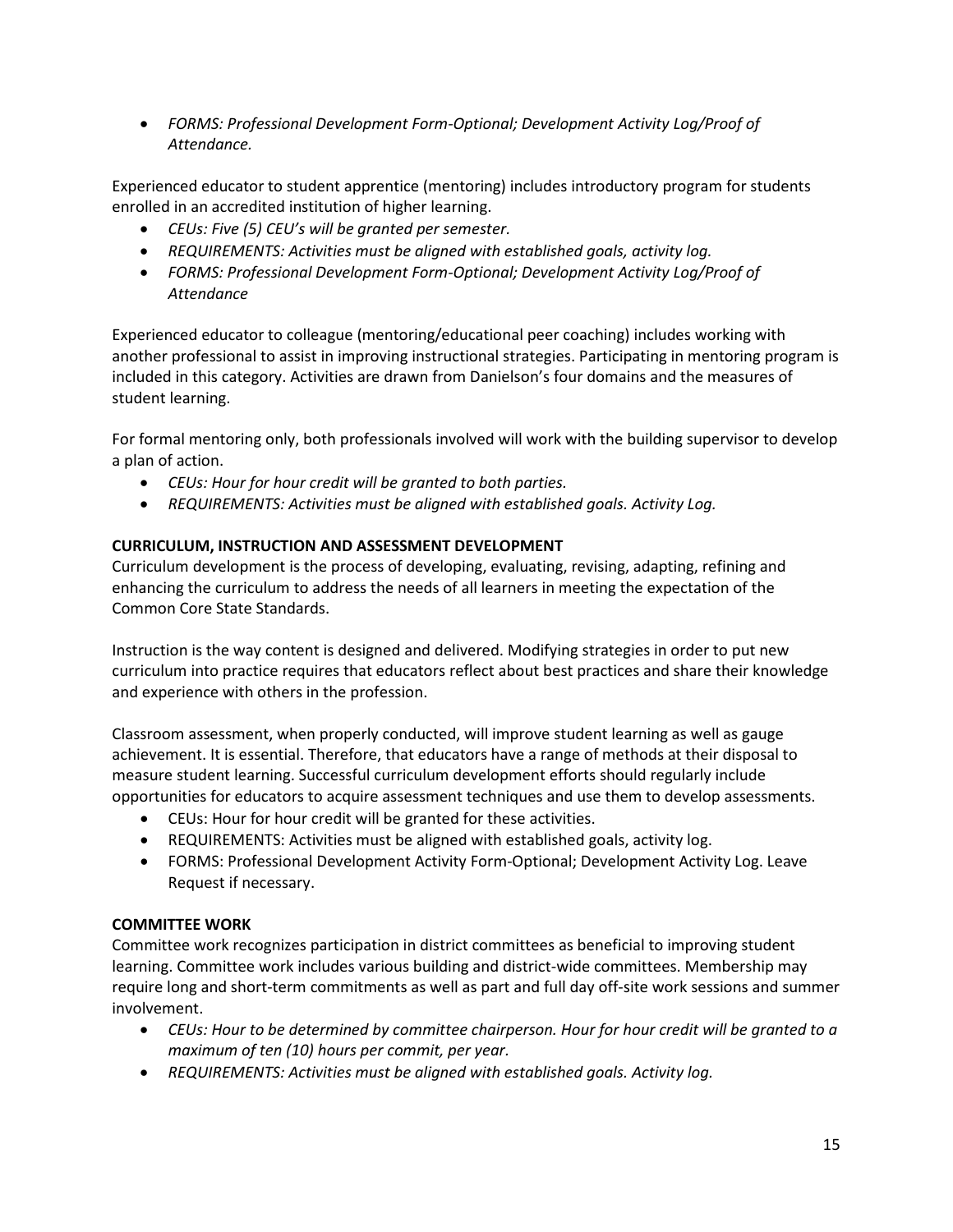- *FORMS: Professional Development Form-Optional; Development Activity Log/Proof of Attendance.*

Experienced educator to student apprentice (mentoring) includes introductory program for students enrolled in an accredited institution of higher learning.

- *CEUs: Five (5) CEU's will be granted per semester.*
- *REQUIREMENTS: Activities must be aligned with established goals, activity log.*
- *FORMS: Professional Development Form-Optional; Development Activity Log/Proof of Attendance*

Experienced educator to colleague (mentoring/educational peer coaching) includes working with another professional to assist in improving instructional strategies. Participating in mentoring program is included in this category. Activities are drawn from Danielson's four domains and the measures of student learning.

For formal mentoring only, both professionals involved will work with the building supervisor to develop a plan of action.

- *CEUs: Hour for hour credit will be granted to both parties.*
- *REQUIREMENTS: Activities must be aligned with established goals. Activity Log.*

**CURRICULUM, INSTRUCTION AND ASSESSMENT DEVELOPMENT**

Curriculum development is the process of developing, evaluating, revising, adapting, refining and enhancing the curriculum to address the needs of all learners in meeting the expectation of the Common Core State Standards.

Instruction is the way content is designed and delivered. Modifying strategies in order to put new curriculum into practice requires that educators reflect about best practices and share their knowledge and experience with others in the profession.

Classroom assessment, when properly conducted, will improve student learning as well as gauge achievement. It is essential. Therefore, that educators have a range of methods at their disposal to measure student learning. Successful curriculum development efforts should regularly include opportunities for educators to acquire assessment techniques and use them to develop assessments.

- CEUs: Hour for hour credit will be granted for these activities.
- REQUIREMENTS: Activities must be aligned with established goals, activity log.
- FORMS: Professional Development Activity Form-Optional; Development Activity Log. Leave Request if necessary.

**COMMITTEE WORK**

Committee work recognizes participation in district committees as beneficial to improving student learning. Committee work includes various building and district-wide committees. Membership may require long and short-term commitments as well as part and full day off-site work sessions and summer involvement.

- *CEUs: Hour to be determined by committee chairperson. Hour for hour credit will be granted to a maximum of ten (10) hours per commit, per year.*
- *REQUIREMENTS: Activities must be aligned with established goals. Activity log.*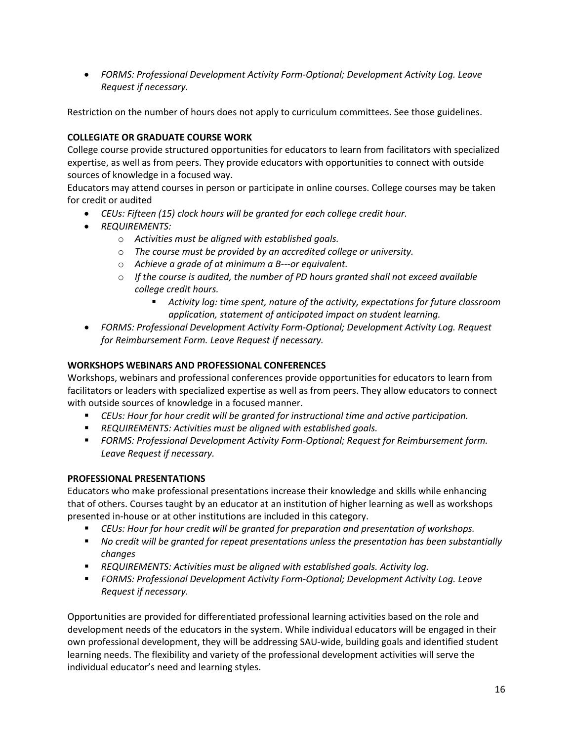- *FORMS: Professional Development Activity Form-Optional; Development Activity Log. Leave Request if necessary.*

Restriction on the number of hours does not apply to curriculum committees. See those guidelines.

**COLLEGIATE OR GRADUATE COURSE WORK**

College course provide structured opportunities for educators to learn from facilitators with specialized expertise, as well as from peers. They provide educators with opportunities to connect with outside sources of knowledge in a focused way.

Educators may attend courses in person or participate in online courses. College courses may be taken for credit or audited

- *CEUs: Fifteen (15) clock hours will be granted for each college credit hour.*
- *REQUIREMENTS:*
  - *Activities must be aligned with established goals.*
  - *The course must be provided by an accredited college or university.*
  - *Achieve a grade of at minimum a B---or equivalent.*
  - *If the course is audited, the number of PD hours granted shall not exceed available college credit hours.*
    - *Activity log: time spent, nature of the activity, expectations for future classroom application, statement of anticipated impact on student learning.*
- *FORMS: Professional Development Activity Form-Optional; Development Activity Log. Request for Reimbursement Form. Leave Request if necessary.*

**WORKSHOPS WEBINARS AND PROFESSIONAL CONFERENCES**

Workshops, webinars and professional conferences provide opportunities for educators to learn from facilitators or leaders with specialized expertise as well as from peers. They allow educators to connect with outside sources of knowledge in a focused manner.

- *CEUs: Hour for hour credit will be granted for instructional time and active participation.*
- *REQUIREMENTS: Activities must be aligned with established goals.*
- *FORMS: Professional Development Activity Form-Optional; Request for Reimbursement form. Leave Request if necessary.*

**PROFESSIONAL PRESENTATIONS**

Educators who make professional presentations increase their knowledge and skills while enhancing that of others. Courses taught by an educator at an institution of higher learning as well as workshops presented in-house or at other institutions are included in this category.

- *CEUs: Hour for hour credit will be granted for preparation and presentation of workshops.*
- *No credit will be granted for repeat presentations unless the presentation has been substantially changes*
- *REQUIREMENTS: Activities must be aligned with established goals. Activity log.*
- *FORMS: Professional Development Activity Form-Optional; Development Activity Log. Leave Request if necessary.*

Opportunities are provided for differentiated professional learning activities based on the role and development needs of the educators in the system. While individual educators will be engaged in their own professional development, they will be addressing SAU-wide, building goals and identified student learning needs. The flexibility and variety of the professional development activities will serve the individual educator's need and learning styles.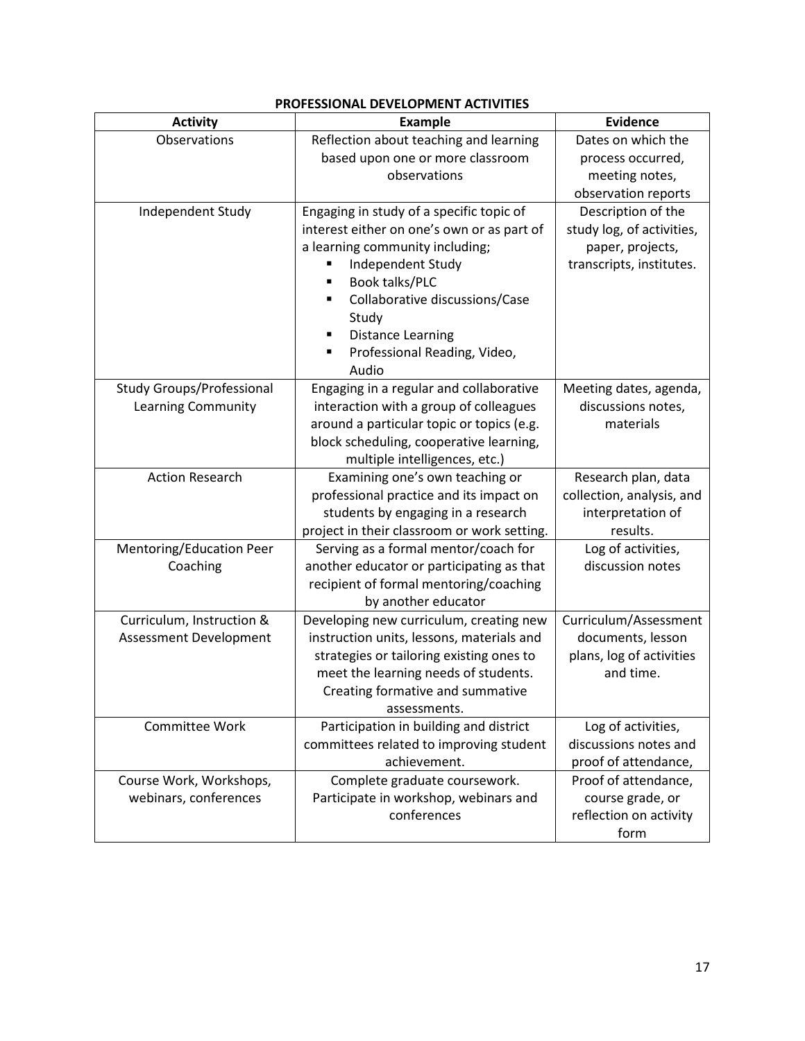**PROFESSIONAL DEVELOPMENT ACTIVITIES**

| Activity | Example | Evidence |
| --- | --- | --- |
| Observations | Reflection about teaching and learning based upon one or more classroom observations | Dates on which the process occurred, meeting notes, observation reports |
| Independent Study | Engaging in study of a specific topic of interest either on one's own or as part of a learning community including;<br>▪ Independent Study<br>▪ Book talks/PLC<br>▪ Collaborative discussions/Case Study<br>▪ Distance Learning<br>▪ Professional Reading, Video, Audio | Description of the study log, of activities, paper, projects, transcripts, institutes. |
| Study Groups/Professional Learning Community | Engaging in a regular and collaborative interaction with a group of colleagues around a particular topic or topics (e.g. block scheduling, cooperative learning, multiple intelligences, etc.) | Meeting dates, agenda, discussions notes, materials |
| Action Research | Examining one's own teaching or professional practice and its impact on students by engaging in a research project in their classroom or work setting. | Research plan, data collection, analysis, and interpretation of results. |
| Mentoring/Education Peer Coaching | Serving as a formal mentor/coach for another educator or participating as that recipient of formal mentoring/coaching by another educator | Log of activities, discussion notes |
| Curriculum, Instruction & Assessment Development | Developing new curriculum, creating new instruction units, lessons, materials and strategies or tailoring existing ones to meet the learning needs of students. Creating formative and summative assessments. | Curriculum/Assessment documents, lesson plans, log of activities and time. |
| Committee Work | Participation in building and district committees related to improving student achievement. | Log of activities, discussions notes and proof of attendance, |
| Course Work, Workshops, webinars, conferences | Complete graduate coursework. Participate in workshop, webinars and conferences | Proof of attendance, course grade, or reflection on activity form |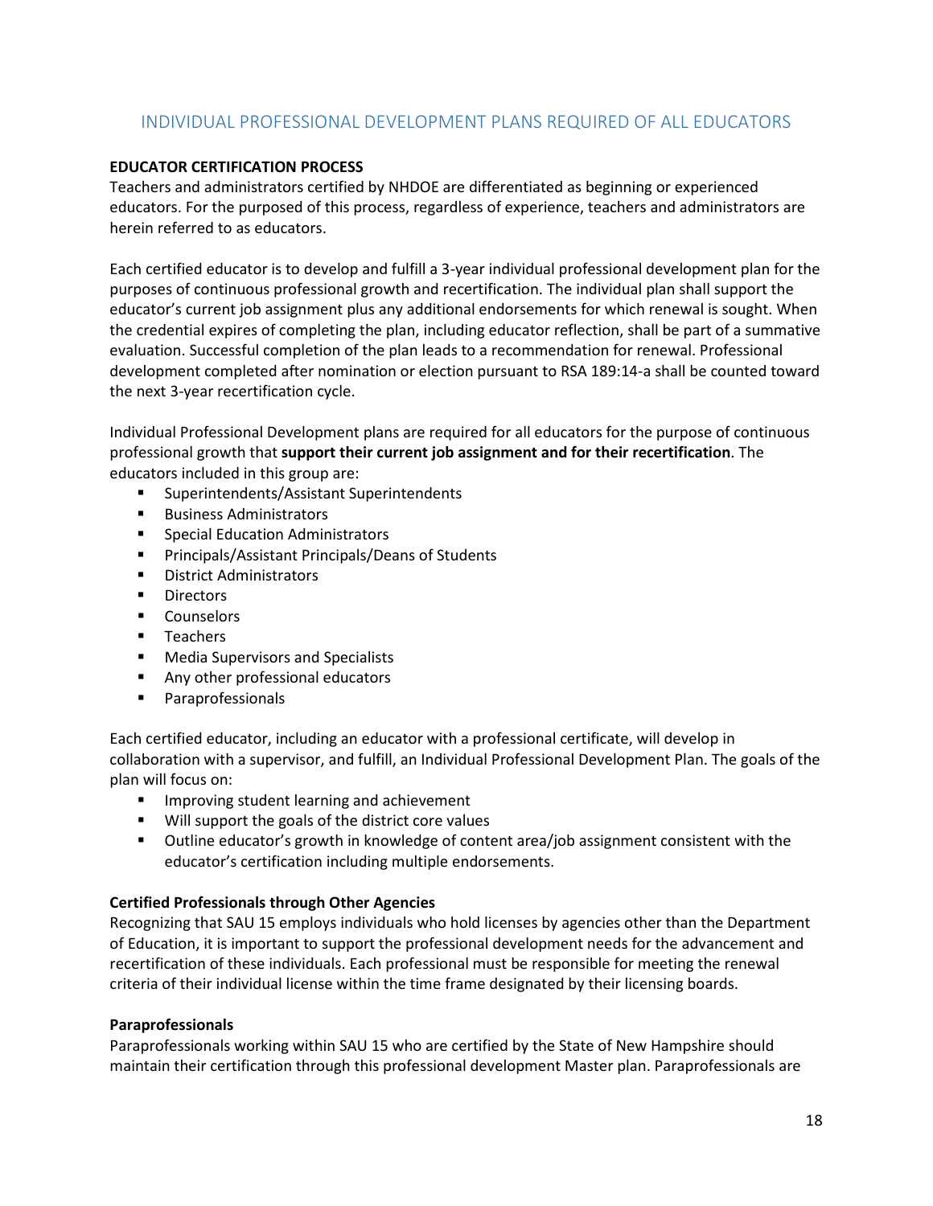## INDIVIDUAL PROFESSIONAL DEVELOPMENT PLANS REQUIRED OF ALL EDUCATORS

**EDUCATOR CERTIFICATION PROCESS**

Teachers and administrators certified by NHDOE are differentiated as beginning or experienced educators. For the purposed of this process, regardless of experience, teachers and administrators are herein referred to as educators.

Each certified educator is to develop and fulfill a 3-year individual professional development plan for the purposes of continuous professional growth and recertification. The individual plan shall support the educator's current job assignment plus any additional endorsements for which renewal is sought. When the credential expires of completing the plan, including educator reflection, shall be part of a summative evaluation. Successful completion of the plan leads to a recommendation for renewal. Professional development completed after nomination or election pursuant to RSA 189:14-a shall be counted toward the next 3-year recertification cycle.

Individual Professional Development plans are required for all educators for the purpose of continuous professional growth that **support their current job assignment and for their recertification**. The educators included in this group are:

- Superintendents/Assistant Superintendents
- Business Administrators
- Special Education Administrators
- Principals/Assistant Principals/Deans of Students
- District Administrators
- Directors
- Counselors
- Teachers
- Media Supervisors and Specialists
- Any other professional educators
- Paraprofessionals

Each certified educator, including an educator with a professional certificate, will develop in collaboration with a supervisor, and fulfill, an Individual Professional Development Plan. The goals of the plan will focus on:

- Improving student learning and achievement
- Will support the goals of the district core values
- Outline educator's growth in knowledge of content area/job assignment consistent with the educator's certification including multiple endorsements.

**Certified Professionals through Other Agencies**

Recognizing that SAU 15 employs individuals who hold licenses by agencies other than the Department of Education, it is important to support the professional development needs for the advancement and recertification of these individuals. Each professional must be responsible for meeting the renewal criteria of their individual license within the time frame designated by their licensing boards.

**Paraprofessionals**

Paraprofessionals working within SAU 15 who are certified by the State of New Hampshire should maintain their certification through this professional development Master plan. Paraprofessionals are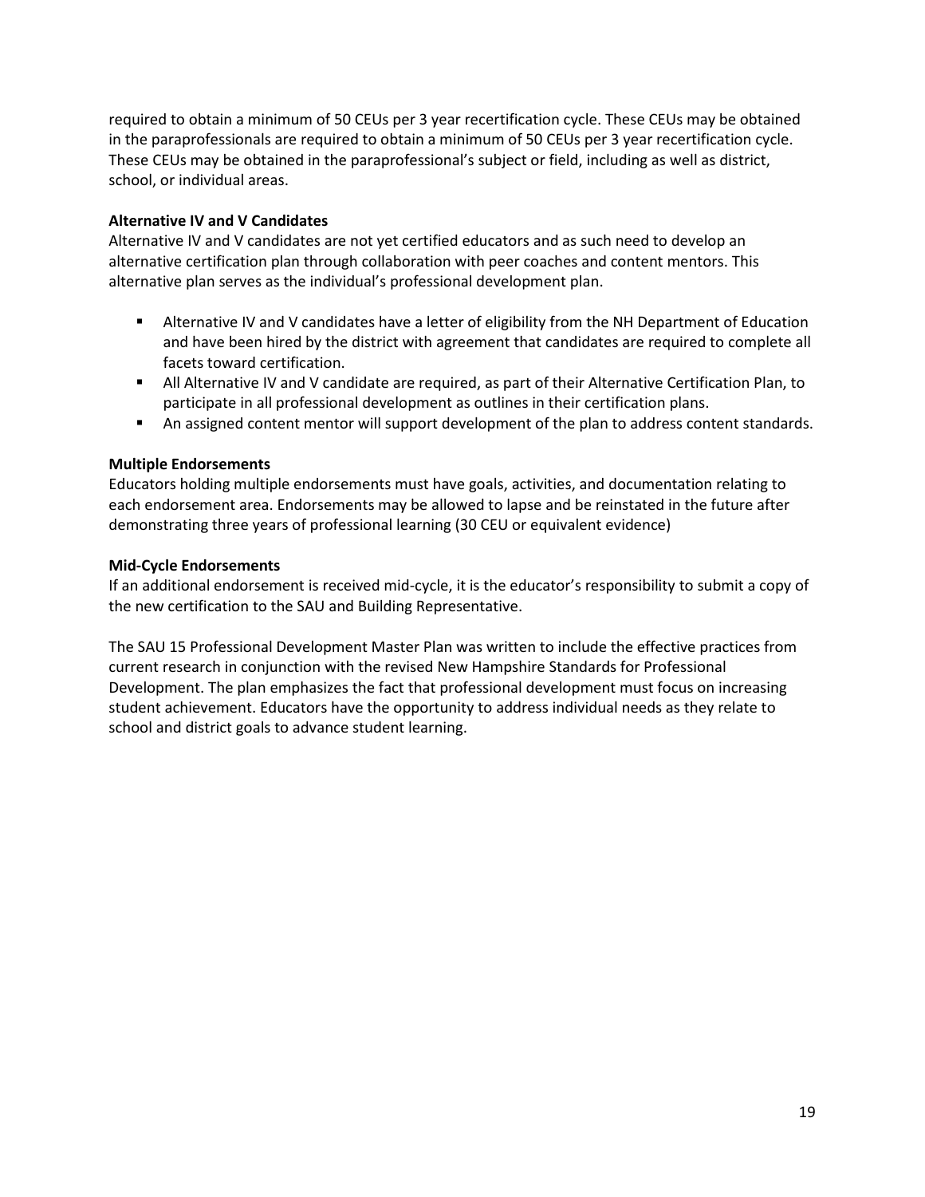required to obtain a minimum of 50 CEUs per 3 year recertification cycle. These CEUs may be obtained in the paraprofessionals are required to obtain a minimum of 50 CEUs per 3 year recertification cycle. These CEUs may be obtained in the paraprofessional's subject or field, including as well as district, school, or individual areas.

**Alternative IV and V Candidates**

Alternative IV and V candidates are not yet certified educators and as such need to develop an alternative certification plan through collaboration with peer coaches and content mentors. This alternative plan serves as the individual's professional development plan.

- Alternative IV and V candidates have a letter of eligibility from the NH Department of Education and have been hired by the district with agreement that candidates are required to complete all facets toward certification.
- All Alternative IV and V candidate are required, as part of their Alternative Certification Plan, to participate in all professional development as outlines in their certification plans.
- An assigned content mentor will support development of the plan to address content standards.

**Multiple Endorsements**

Educators holding multiple endorsements must have goals, activities, and documentation relating to each endorsement area. Endorsements may be allowed to lapse and be reinstated in the future after demonstrating three years of professional learning (30 CEU or equivalent evidence)

**Mid-Cycle Endorsements**

If an additional endorsement is received mid-cycle, it is the educator's responsibility to submit a copy of the new certification to the SAU and Building Representative.

The SAU 15 Professional Development Master Plan was written to include the effective practices from current research in conjunction with the revised New Hampshire Standards for Professional Development. The plan emphasizes the fact that professional development must focus on increasing student achievement. Educators have the opportunity to address individual needs as they relate to school and district goals to advance student learning.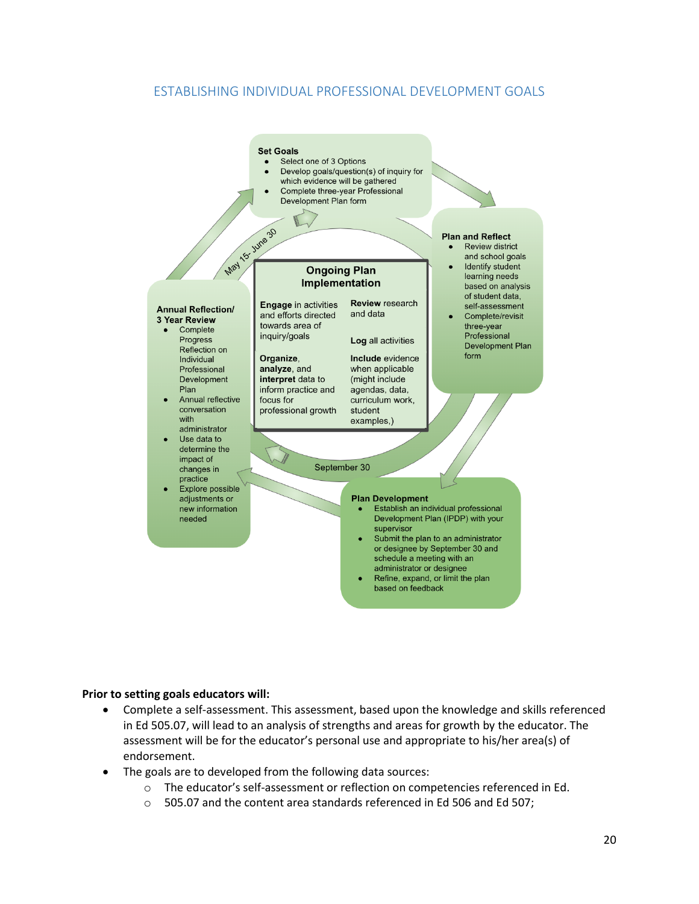## ESTABLISHING INDIVIDUAL PROFESSIONAL DEVELOPMENT GOALS

**Set Goals**
- Select one of 3 Options
- Develop goals/question(s) of inquiry for which evidence will be gathered
- Complete three-year Professional Development Plan form

**Plan and Reflect**
- Review district and school goals
- Identify student learning needs based on analysis of student data, self-assessment
- Complete/revisit three-year Professional Development Plan form

**Plan Development**
- Establish an individual professional Development Plan (IPDP) with your supervisor
- Submit the plan to an administrator or designee by September 30 and schedule a meeting with an administrator or designee
- Refine, expand, or limit the plan based on feedback

September 30

**Ongoing Plan Implementation**

**Engage** in activities and efforts directed towards area of inquiry/goals

**Organize**, **analyze**, and **interpret** data to inform practice and focus for professional growth

**Review** research and data

**Log** all activities

**Include** evidence when applicable (might include agendas, data, curriculum work, student examples,)

**Annual Reflection/ 3 Year Review**
- Complete Progress Reflection on Individual Professional Development Plan
- Annual reflective conversation with administrator
- Use data to determine the impact of changes in practice
- Explore possible adjustments or new information needed

May 15- June 30

**Prior to setting goals educators will:**

- Complete a self-assessment. This assessment, based upon the knowledge and skills referenced in Ed 505.07, will lead to an analysis of strengths and areas for growth by the educator. The assessment will be for the educator's personal use and appropriate to his/her area(s) of endorsement.
- The goals are to developed from the following data sources:
  - The educator's self-assessment or reflection on competencies referenced in Ed.
  - 505.07 and the content area standards referenced in Ed 506 and Ed 507;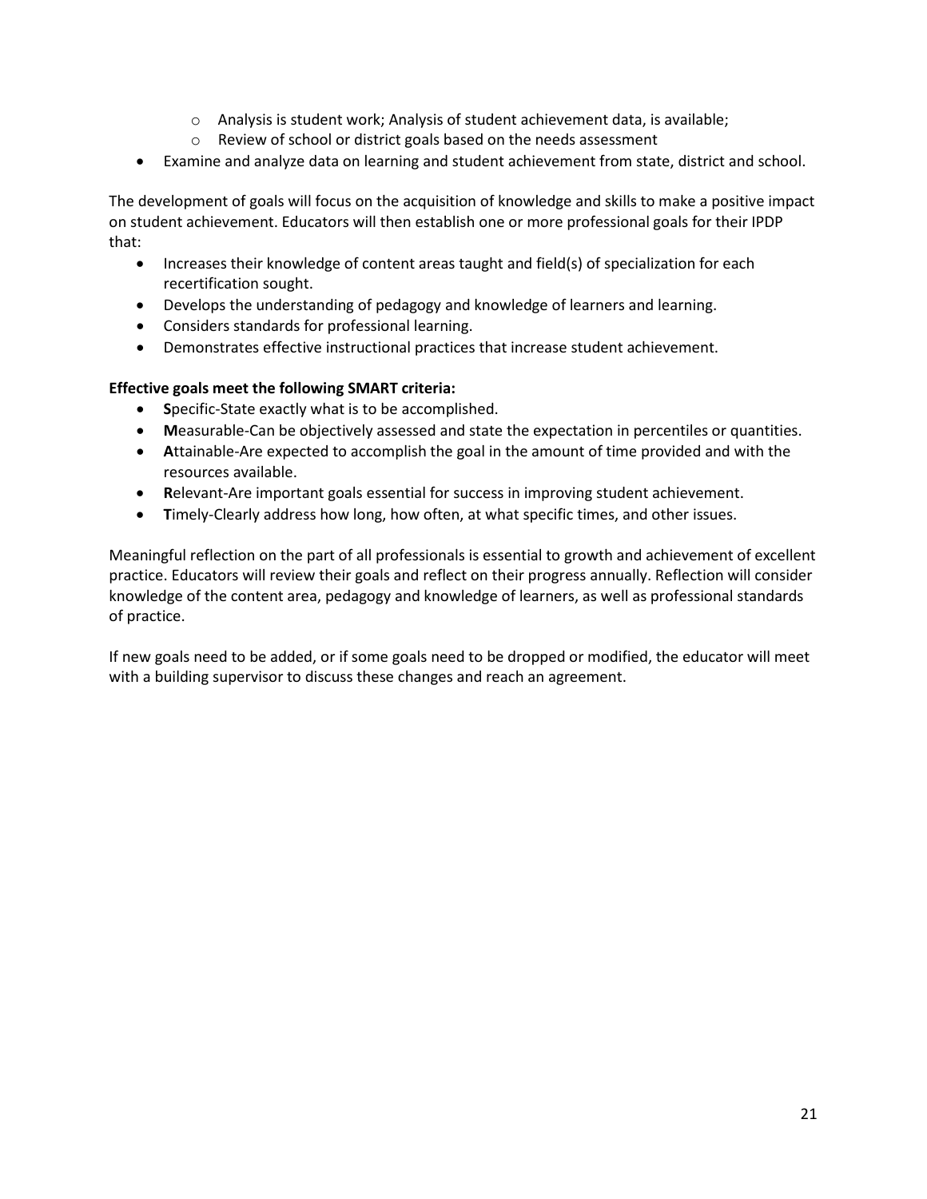- Analysis is student work; Analysis of student achievement data, is available;
  - Review of school or district goals based on the needs assessment
- Examine and analyze data on learning and student achievement from state, district and school.

The development of goals will focus on the acquisition of knowledge and skills to make a positive impact on student achievement. Educators will then establish one or more professional goals for their IPDP that:

- Increases their knowledge of content areas taught and field(s) of specialization for each recertification sought.
- Develops the understanding of pedagogy and knowledge of learners and learning.
- Considers standards for professional learning.
- Demonstrates effective instructional practices that increase student achievement.

**Effective goals meet the following SMART criteria:**

- **S**pecific-State exactly what is to be accomplished.
- **M**easurable-Can be objectively assessed and state the expectation in percentiles or quantities.
- **A**ttainable-Are expected to accomplish the goal in the amount of time provided and with the resources available.
- **R**elevant-Are important goals essential for success in improving student achievement.
- **T**imely-Clearly address how long, how often, at what specific times, and other issues.

Meaningful reflection on the part of all professionals is essential to growth and achievement of excellent practice. Educators will review their goals and reflect on their progress annually. Reflection will consider knowledge of the content area, pedagogy and knowledge of learners, as well as professional standards of practice.

If new goals need to be added, or if some goals need to be dropped or modified, the educator will meet with a building supervisor to discuss these changes and reach an agreement.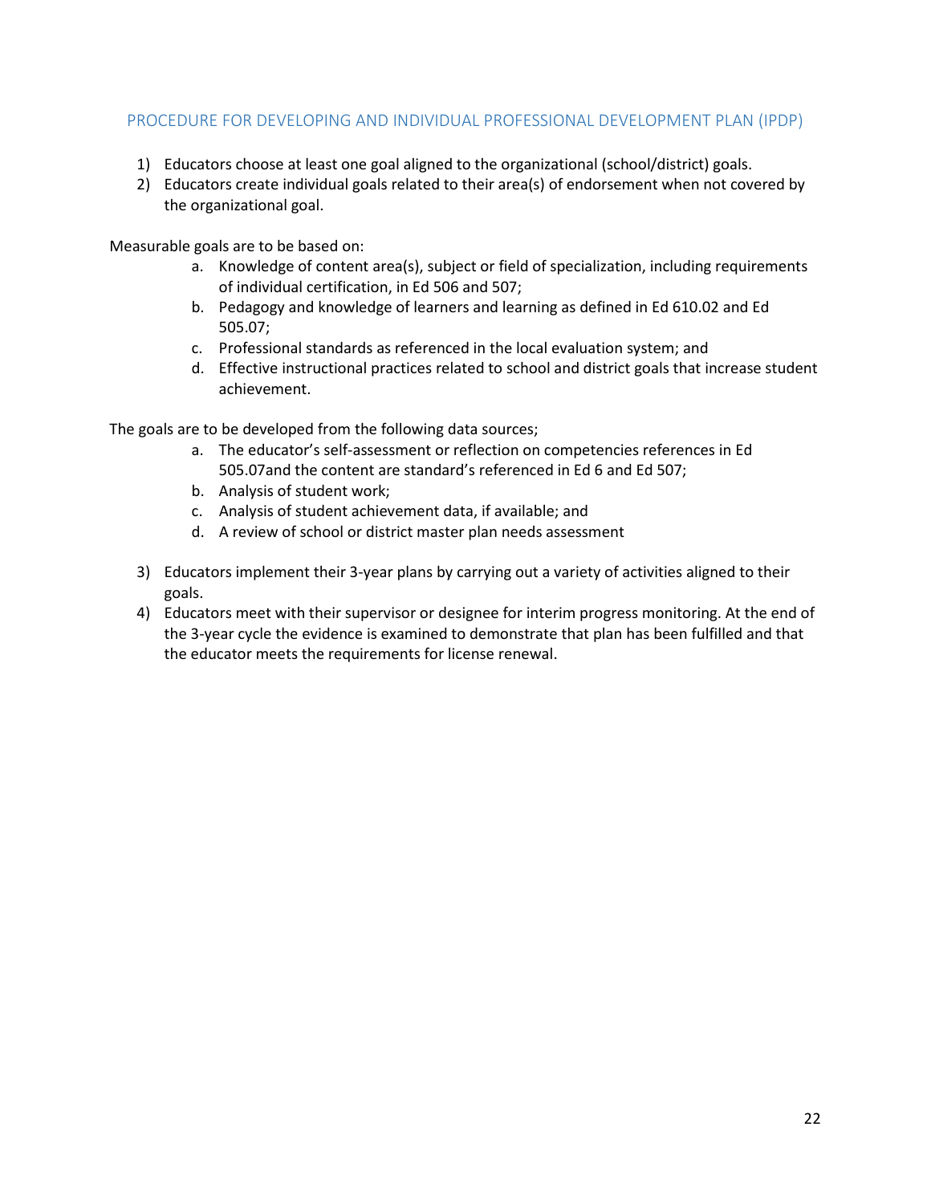## PROCEDURE FOR DEVELOPING AND INDIVIDUAL PROFESSIONAL DEVELOPMENT PLAN (IPDP)

1) Educators choose at least one goal aligned to the organizational (school/district) goals.
2) Educators create individual goals related to their area(s) of endorsement when not covered by the organizational goal.

Measurable goals are to be based on:

a. Knowledge of content area(s), subject or field of specialization, including requirements of individual certification, in Ed 506 and 507;
b. Pedagogy and knowledge of learners and learning as defined in Ed 610.02 and Ed 505.07;
c. Professional standards as referenced in the local evaluation system; and
d. Effective instructional practices related to school and district goals that increase student achievement.

The goals are to be developed from the following data sources;

a. The educator's self-assessment or reflection on competencies references in Ed 505.07and the content are standard's referenced in Ed 6 and Ed 507;
b. Analysis of student work;
c. Analysis of student achievement data, if available; and
d. A review of school or district master plan needs assessment

3) Educators implement their 3-year plans by carrying out a variety of activities aligned to their goals.
4) Educators meet with their supervisor or designee for interim progress monitoring. At the end of the 3-year cycle the evidence is examined to demonstrate that plan has been fulfilled and that the educator meets the requirements for license renewal.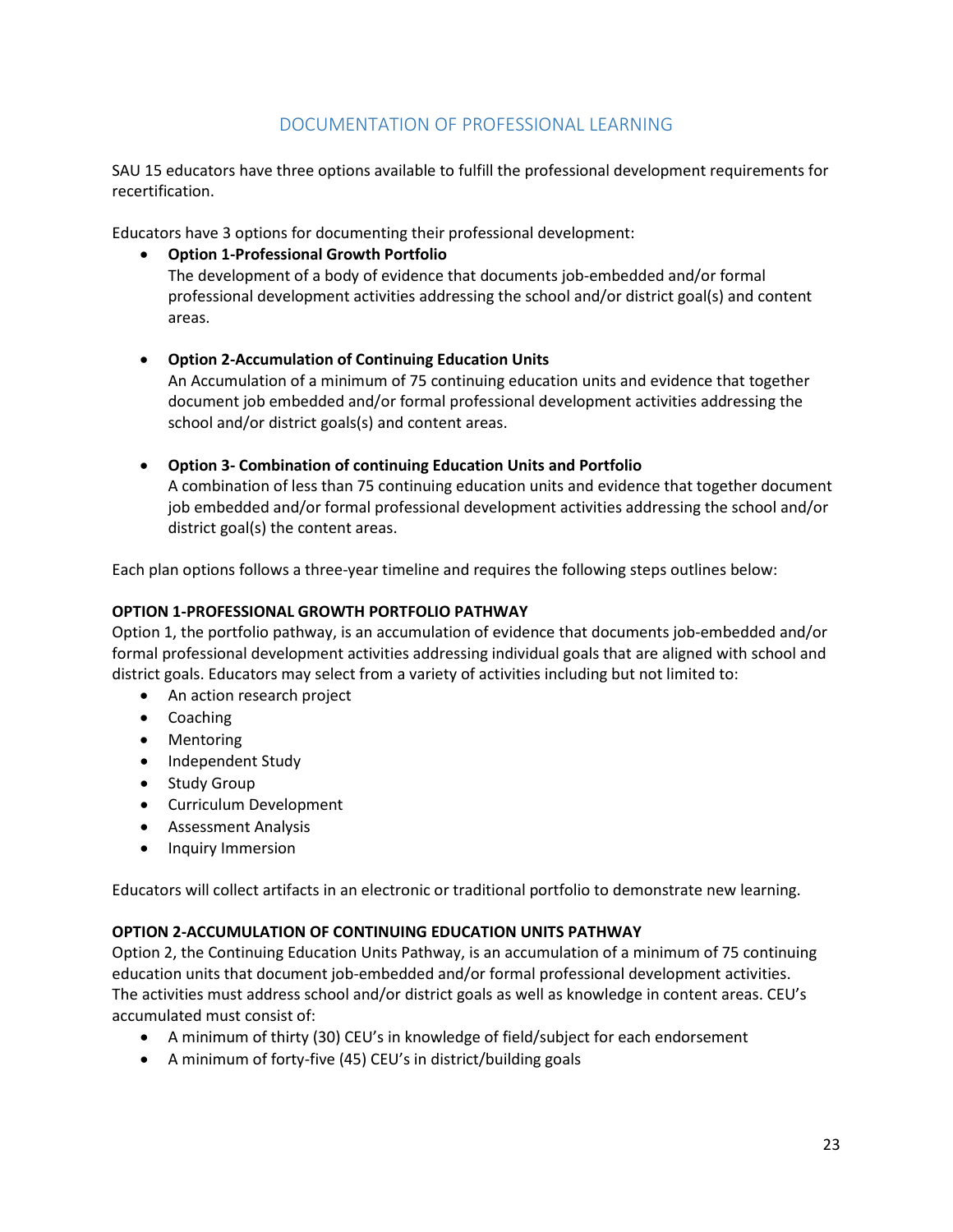## DOCUMENTATION OF PROFESSIONAL LEARNING

SAU 15 educators have three options available to fulfill the professional development requirements for recertification.

Educators have 3 options for documenting their professional development:

- **Option 1-Professional Growth Portfolio**
  The development of a body of evidence that documents job-embedded and/or formal professional development activities addressing the school and/or district goal(s) and content areas.

- **Option 2-Accumulation of Continuing Education Units**
  An Accumulation of a minimum of 75 continuing education units and evidence that together document job embedded and/or formal professional development activities addressing the school and/or district goals(s) and content areas.

- **Option 3- Combination of continuing Education Units and Portfolio**
  A combination of less than 75 continuing education units and evidence that together document job embedded and/or formal professional development activities addressing the school and/or district goal(s) the content areas.

Each plan options follows a three-year timeline and requires the following steps outlines below:

**OPTION 1-PROFESSIONAL GROWTH PORTFOLIO PATHWAY**

Option 1, the portfolio pathway, is an accumulation of evidence that documents job-embedded and/or formal professional development activities addressing individual goals that are aligned with school and district goals. Educators may select from a variety of activities including but not limited to:

- An action research project
- Coaching
- Mentoring
- Independent Study
- Study Group
- Curriculum Development
- Assessment Analysis
- Inquiry Immersion

Educators will collect artifacts in an electronic or traditional portfolio to demonstrate new learning.

**OPTION 2-ACCUMULATION OF CONTINUING EDUCATION UNITS PATHWAY**

Option 2, the Continuing Education Units Pathway, is an accumulation of a minimum of 75 continuing education units that document job-embedded and/or formal professional development activities. The activities must address school and/or district goals as well as knowledge in content areas. CEU's accumulated must consist of:

- A minimum of thirty (30) CEU's in knowledge of field/subject for each endorsement
- A minimum of forty-five (45) CEU's in district/building goals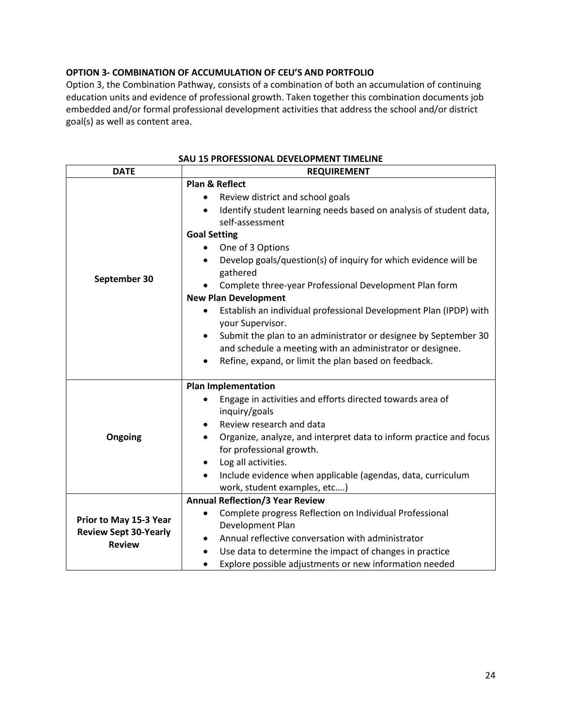**OPTION 3- COMBINATION OF ACCUMULATION OF CEU'S AND PORTFOLIO**

Option 3, the Combination Pathway, consists of a combination of both an accumulation of continuing education units and evidence of professional growth. Taken together this combination documents job embedded and/or formal professional development activities that address the school and/or district goal(s) as well as content area.

**SAU 15 PROFESSIONAL DEVELOPMENT TIMELINE**

| DATE | REQUIREMENT |
| --- | --- |
| **September 30** | **Plan & Reflect**<br>• Review district and school goals<br>• Identify student learning needs based on analysis of student data, self-assessment<br>**Goal Setting**<br>• One of 3 Options<br>• Develop goals/question(s) of inquiry for which evidence will be gathered<br>• Complete three-year Professional Development Plan form<br>**New Plan Development**<br>• Establish an individual professional Development Plan (IPDP) with your Supervisor.<br>• Submit the plan to an administrator or designee by September 30 and schedule a meeting with an administrator or designee.<br>• Refine, expand, or limit the plan based on feedback. |
| **Ongoing** | **Plan Implementation**<br>• Engage in activities and efforts directed towards area of inquiry/goals<br>• Review research and data<br>• Organize, analyze, and interpret data to inform practice and focus for professional growth.<br>• Log all activities.<br>• Include evidence when applicable (agendas, data, curriculum work, student examples, etc….) |
| **Prior to May 15-3 Year Review Sept 30-Yearly Review** | **Annual Reflection/3 Year Review**<br>• Complete progress Reflection on Individual Professional Development Plan<br>• Annual reflective conversation with administrator<br>• Use data to determine the impact of changes in practice<br>• Explore possible adjustments or new information needed |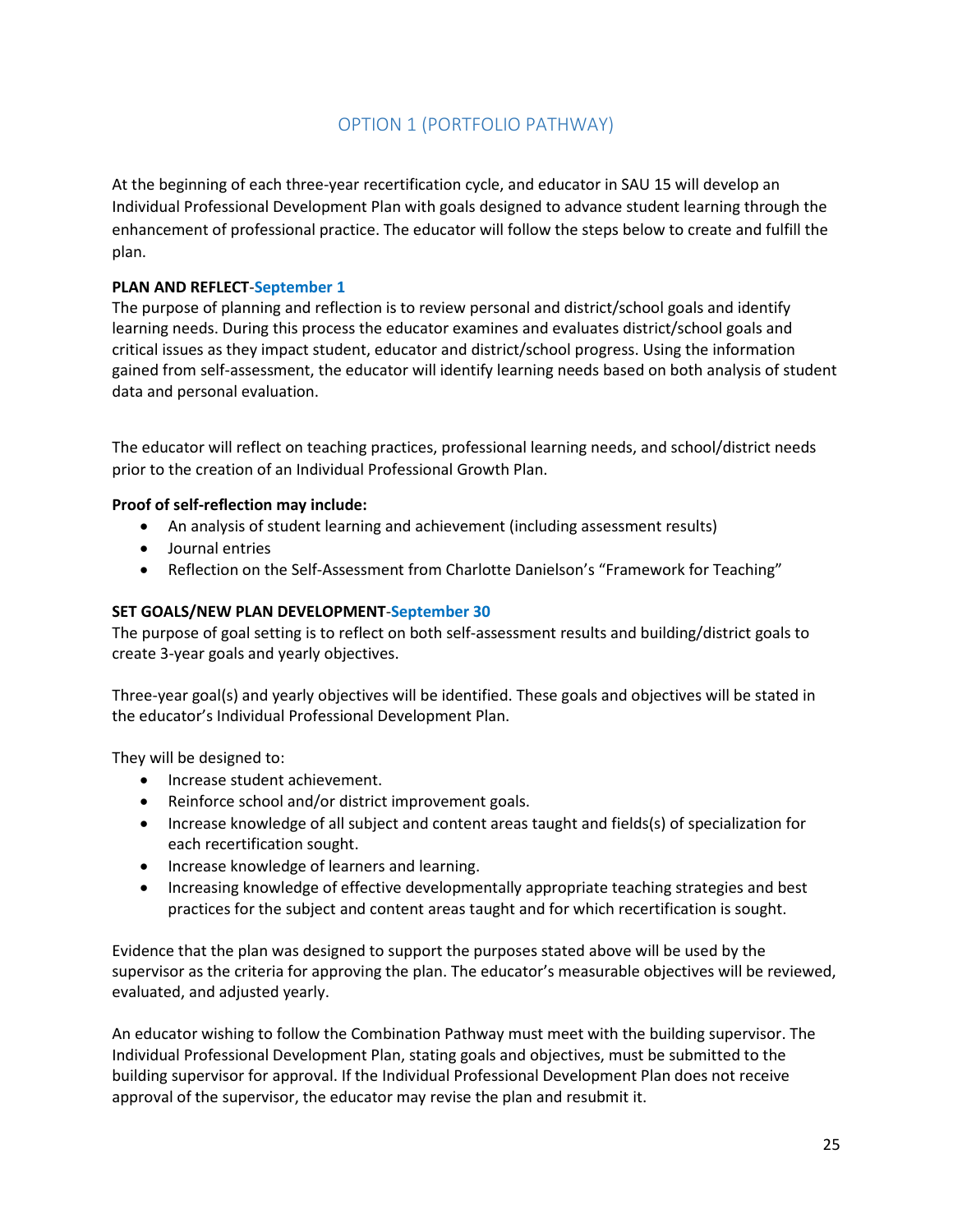## OPTION 1 (PORTFOLIO PATHWAY)

At the beginning of each three-year recertification cycle, and educator in SAU 15 will develop an Individual Professional Development Plan with goals designed to advance student learning through the enhancement of professional practice. The educator will follow the steps below to create and fulfill the plan.

**PLAN AND REFLECT-September 1**

The purpose of planning and reflection is to review personal and district/school goals and identify learning needs. During this process the educator examines and evaluates district/school goals and critical issues as they impact student, educator and district/school progress. Using the information gained from self-assessment, the educator will identify learning needs based on both analysis of student data and personal evaluation.

The educator will reflect on teaching practices, professional learning needs, and school/district needs prior to the creation of an Individual Professional Growth Plan.

**Proof of self-reflection may include:**

- An analysis of student learning and achievement (including assessment results)
- Journal entries
- Reflection on the Self-Assessment from Charlotte Danielson's "Framework for Teaching"

**SET GOALS/NEW PLAN DEVELOPMENT-September 30**

The purpose of goal setting is to reflect on both self-assessment results and building/district goals to create 3-year goals and yearly objectives.

Three-year goal(s) and yearly objectives will be identified. These goals and objectives will be stated in the educator's Individual Professional Development Plan.

They will be designed to:

- Increase student achievement.
- Reinforce school and/or district improvement goals.
- Increase knowledge of all subject and content areas taught and fields(s) of specialization for each recertification sought.
- Increase knowledge of learners and learning.
- Increasing knowledge of effective developmentally appropriate teaching strategies and best practices for the subject and content areas taught and for which recertification is sought.

Evidence that the plan was designed to support the purposes stated above will be used by the supervisor as the criteria for approving the plan. The educator's measurable objectives will be reviewed, evaluated, and adjusted yearly.

An educator wishing to follow the Combination Pathway must meet with the building supervisor. The Individual Professional Development Plan, stating goals and objectives, must be submitted to the building supervisor for approval. If the Individual Professional Development Plan does not receive approval of the supervisor, the educator may revise the plan and resubmit it.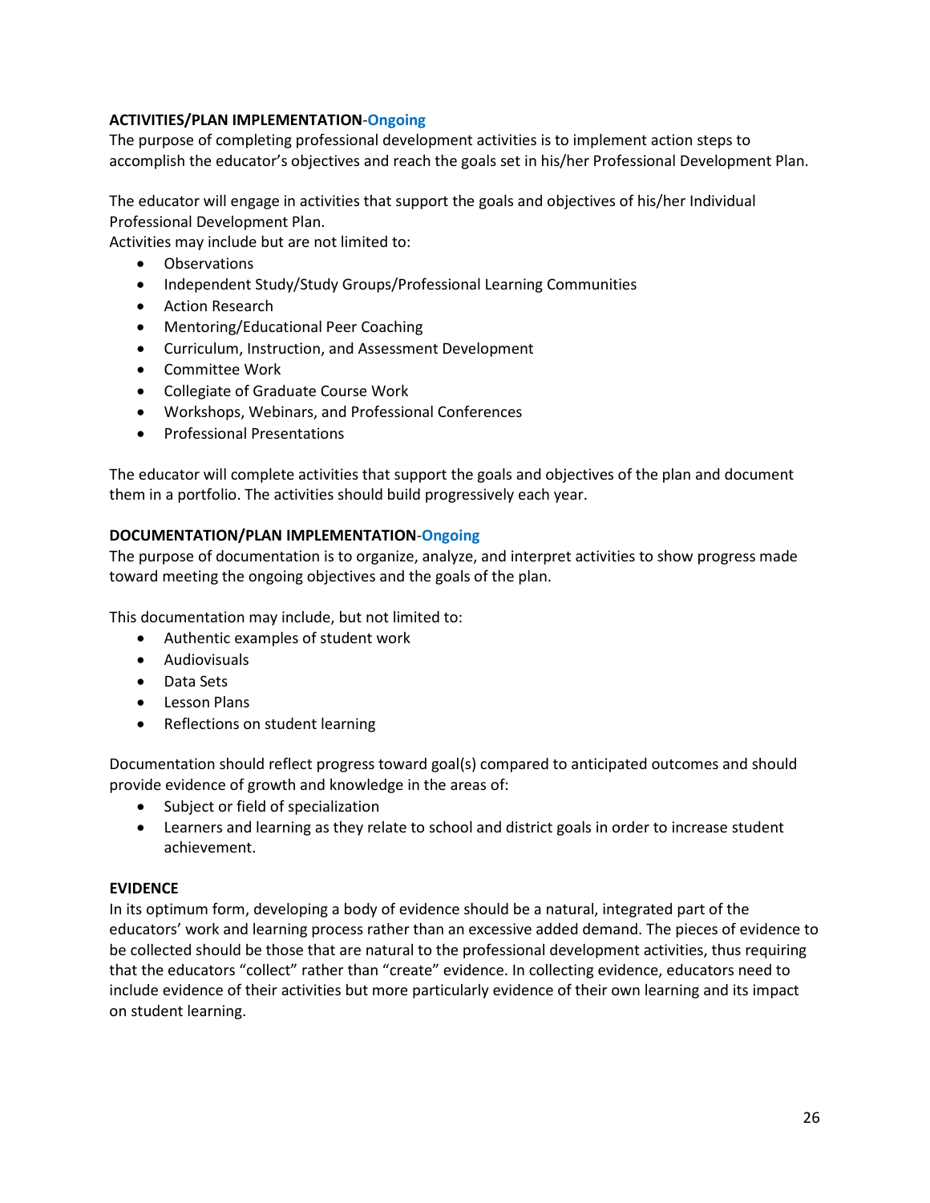**ACTIVITIES/PLAN IMPLEMENTATION-Ongoing**

The purpose of completing professional development activities is to implement action steps to accomplish the educator's objectives and reach the goals set in his/her Professional Development Plan.

The educator will engage in activities that support the goals and objectives of his/her Individual Professional Development Plan.

Activities may include but are not limited to:

- Observations
- Independent Study/Study Groups/Professional Learning Communities
- Action Research
- Mentoring/Educational Peer Coaching
- Curriculum, Instruction, and Assessment Development
- Committee Work
- Collegiate of Graduate Course Work
- Workshops, Webinars, and Professional Conferences
- Professional Presentations

The educator will complete activities that support the goals and objectives of the plan and document them in a portfolio. The activities should build progressively each year.

**DOCUMENTATION/PLAN IMPLEMENTATION-Ongoing**

The purpose of documentation is to organize, analyze, and interpret activities to show progress made toward meeting the ongoing objectives and the goals of the plan.

This documentation may include, but not limited to:

- Authentic examples of student work
- Audiovisuals
- Data Sets
- Lesson Plans
- Reflections on student learning

Documentation should reflect progress toward goal(s) compared to anticipated outcomes and should provide evidence of growth and knowledge in the areas of:

- Subject or field of specialization
- Learners and learning as they relate to school and district goals in order to increase student achievement.

**EVIDENCE**

In its optimum form, developing a body of evidence should be a natural, integrated part of the educators' work and learning process rather than an excessive added demand. The pieces of evidence to be collected should be those that are natural to the professional development activities, thus requiring that the educators "collect" rather than "create" evidence. In collecting evidence, educators need to include evidence of their activities but more particularly evidence of their own learning and its impact on student learning.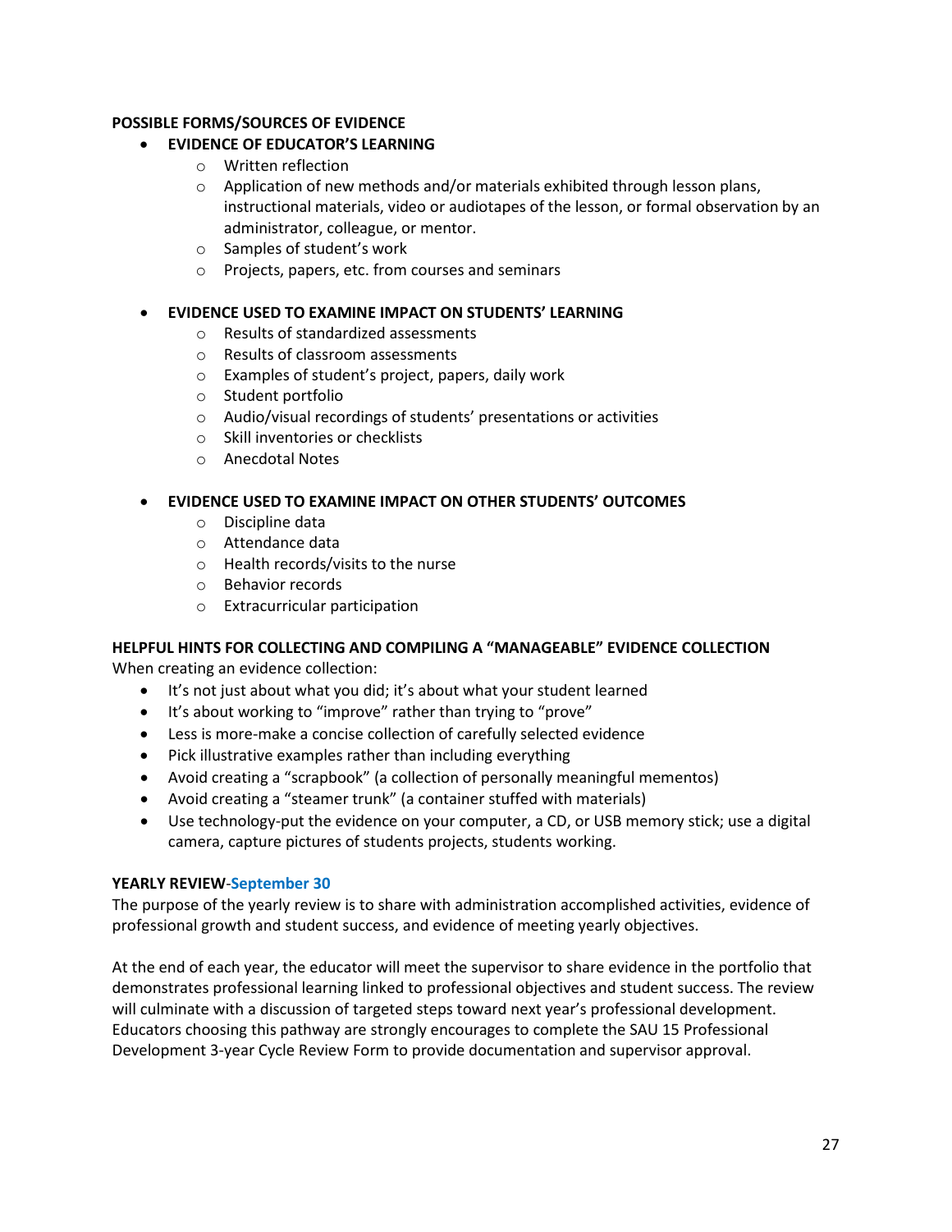**POSSIBLE FORMS/SOURCES OF EVIDENCE**

- **EVIDENCE OF EDUCATOR'S LEARNING**
  - Written reflection
  - Application of new methods and/or materials exhibited through lesson plans, instructional materials, video or audiotapes of the lesson, or formal observation by an administrator, colleague, or mentor.
  - Samples of student's work
  - Projects, papers, etc. from courses and seminars

- **EVIDENCE USED TO EXAMINE IMPACT ON STUDENTS' LEARNING**
  - Results of standardized assessments
  - Results of classroom assessments
  - Examples of student's project, papers, daily work
  - Student portfolio
  - Audio/visual recordings of students' presentations or activities
  - Skill inventories or checklists
  - Anecdotal Notes

- **EVIDENCE USED TO EXAMINE IMPACT ON OTHER STUDENTS' OUTCOMES**
  - Discipline data
  - Attendance data
  - Health records/visits to the nurse
  - Behavior records
  - Extracurricular participation

**HELPFUL HINTS FOR COLLECTING AND COMPILING A "MANAGEABLE" EVIDENCE COLLECTION**

When creating an evidence collection:

- It's not just about what you did; it's about what your student learned
- It's about working to "improve" rather than trying to "prove"
- Less is more-make a concise collection of carefully selected evidence
- Pick illustrative examples rather than including everything
- Avoid creating a "scrapbook" (a collection of personally meaningful mementos)
- Avoid creating a "steamer trunk" (a container stuffed with materials)
- Use technology-put the evidence on your computer, a CD, or USB memory stick; use a digital camera, capture pictures of students projects, students working.

**YEARLY REVIEW-September 30**

The purpose of the yearly review is to share with administration accomplished activities, evidence of professional growth and student success, and evidence of meeting yearly objectives.

At the end of each year, the educator will meet the supervisor to share evidence in the portfolio that demonstrates professional learning linked to professional objectives and student success. The review will culminate with a discussion of targeted steps toward next year's professional development. Educators choosing this pathway are strongly encourages to complete the SAU 15 Professional Development 3-year Cycle Review Form to provide documentation and supervisor approval.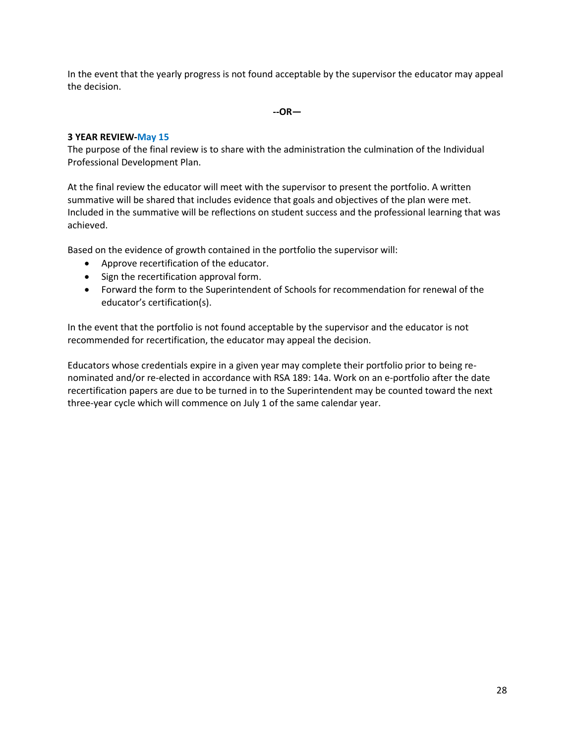In the event that the yearly progress is not found acceptable by the supervisor the educator may appeal the decision.

**--OR—**

**3 YEAR REVIEW-May 15**

The purpose of the final review is to share with the administration the culmination of the Individual Professional Development Plan.

At the final review the educator will meet with the supervisor to present the portfolio. A written summative will be shared that includes evidence that goals and objectives of the plan were met. Included in the summative will be reflections on student success and the professional learning that was achieved.

Based on the evidence of growth contained in the portfolio the supervisor will:

- Approve recertification of the educator.
- Sign the recertification approval form.
- Forward the form to the Superintendent of Schools for recommendation for renewal of the educator's certification(s).

In the event that the portfolio is not found acceptable by the supervisor and the educator is not recommended for recertification, the educator may appeal the decision.

Educators whose credentials expire in a given year may complete their portfolio prior to being re-nominated and/or re-elected in accordance with RSA 189: 14a. Work on an e-portfolio after the date recertification papers are due to be turned in to the Superintendent may be counted toward the next three-year cycle which will commence on July 1 of the same calendar year.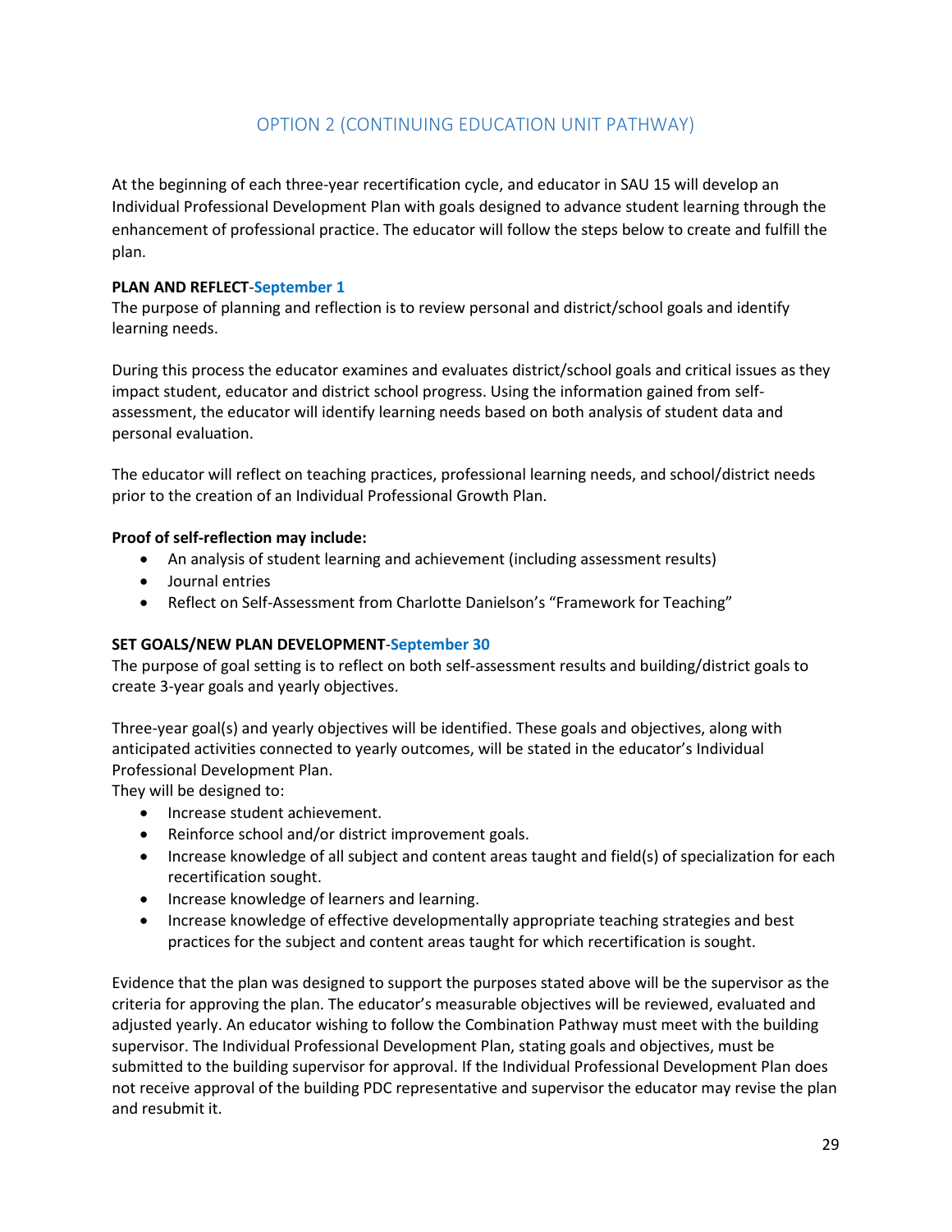## OPTION 2 (CONTINUING EDUCATION UNIT PATHWAY)

At the beginning of each three-year recertification cycle, and educator in SAU 15 will develop an Individual Professional Development Plan with goals designed to advance student learning through the enhancement of professional practice. The educator will follow the steps below to create and fulfill the plan.

**PLAN AND REFLECT-September 1**
The purpose of planning and reflection is to review personal and district/school goals and identify learning needs.

During this process the educator examines and evaluates district/school goals and critical issues as they impact student, educator and district school progress. Using the information gained from self-assessment, the educator will identify learning needs based on both analysis of student data and personal evaluation.

The educator will reflect on teaching practices, professional learning needs, and school/district needs prior to the creation of an Individual Professional Growth Plan.

**Proof of self-reflection may include:**

- An analysis of student learning and achievement (including assessment results)
- Journal entries
- Reflect on Self-Assessment from Charlotte Danielson's "Framework for Teaching"

**SET GOALS/NEW PLAN DEVELOPMENT-September 30**
The purpose of goal setting is to reflect on both self-assessment results and building/district goals to create 3-year goals and yearly objectives.

Three-year goal(s) and yearly objectives will be identified. These goals and objectives, along with anticipated activities connected to yearly outcomes, will be stated in the educator's Individual Professional Development Plan.
They will be designed to:

- Increase student achievement.
- Reinforce school and/or district improvement goals.
- Increase knowledge of all subject and content areas taught and field(s) of specialization for each recertification sought.
- Increase knowledge of learners and learning.
- Increase knowledge of effective developmentally appropriate teaching strategies and best practices for the subject and content areas taught for which recertification is sought.

Evidence that the plan was designed to support the purposes stated above will be the supervisor as the criteria for approving the plan. The educator's measurable objectives will be reviewed, evaluated and adjusted yearly. An educator wishing to follow the Combination Pathway must meet with the building supervisor. The Individual Professional Development Plan, stating goals and objectives, must be submitted to the building supervisor for approval. If the Individual Professional Development Plan does not receive approval of the building PDC representative and supervisor the educator may revise the plan and resubmit it.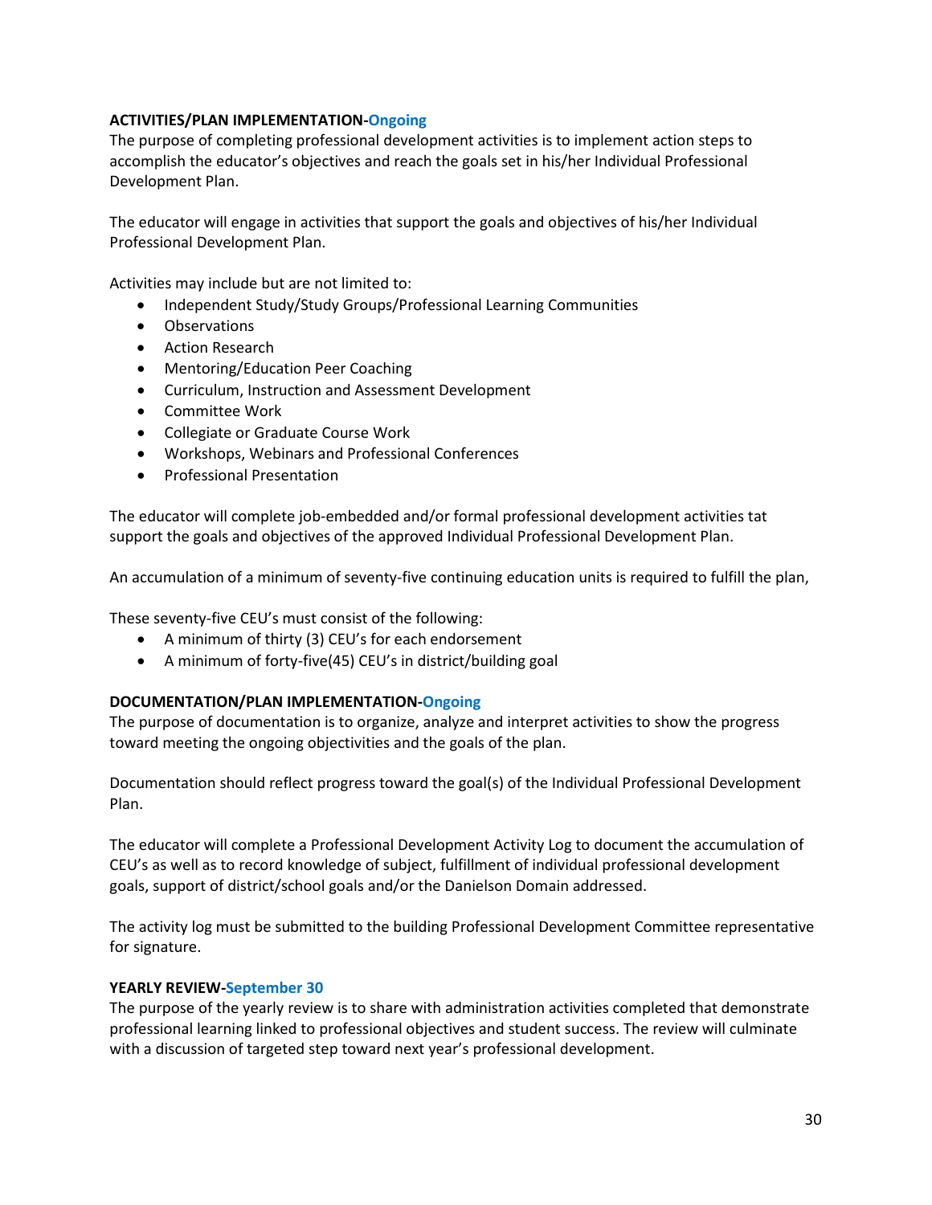**ACTIVITIES/PLAN IMPLEMENTATION-Ongoing**

The purpose of completing professional development activities is to implement action steps to accomplish the educator's objectives and reach the goals set in his/her Individual Professional Development Plan.

The educator will engage in activities that support the goals and objectives of his/her Individual Professional Development Plan.

Activities may include but are not limited to:

- Independent Study/Study Groups/Professional Learning Communities
- Observations
- Action Research
- Mentoring/Education Peer Coaching
- Curriculum, Instruction and Assessment Development
- Committee Work
- Collegiate or Graduate Course Work
- Workshops, Webinars and Professional Conferences
- Professional Presentation

The educator will complete job-embedded and/or formal professional development activities tat support the goals and objectives of the approved Individual Professional Development Plan.

An accumulation of a minimum of seventy-five continuing education units is required to fulfill the plan,

These seventy-five CEU's must consist of the following:

- A minimum of thirty (3) CEU's for each endorsement
- A minimum of forty-five(45) CEU's in district/building goal

**DOCUMENTATION/PLAN IMPLEMENTATION-Ongoing**

The purpose of documentation is to organize, analyze and interpret activities to show the progress toward meeting the ongoing objectivities and the goals of the plan.

Documentation should reflect progress toward the goal(s) of the Individual Professional Development Plan.

The educator will complete a Professional Development Activity Log to document the accumulation of CEU's as well as to record knowledge of subject, fulfillment of individual professional development goals, support of district/school goals and/or the Danielson Domain addressed.

The activity log must be submitted to the building Professional Development Committee representative for signature.

**YEARLY REVIEW-September 30**

The purpose of the yearly review is to share with administration activities completed that demonstrate professional learning linked to professional objectives and student success. The review will culminate with a discussion of targeted step toward next year's professional development.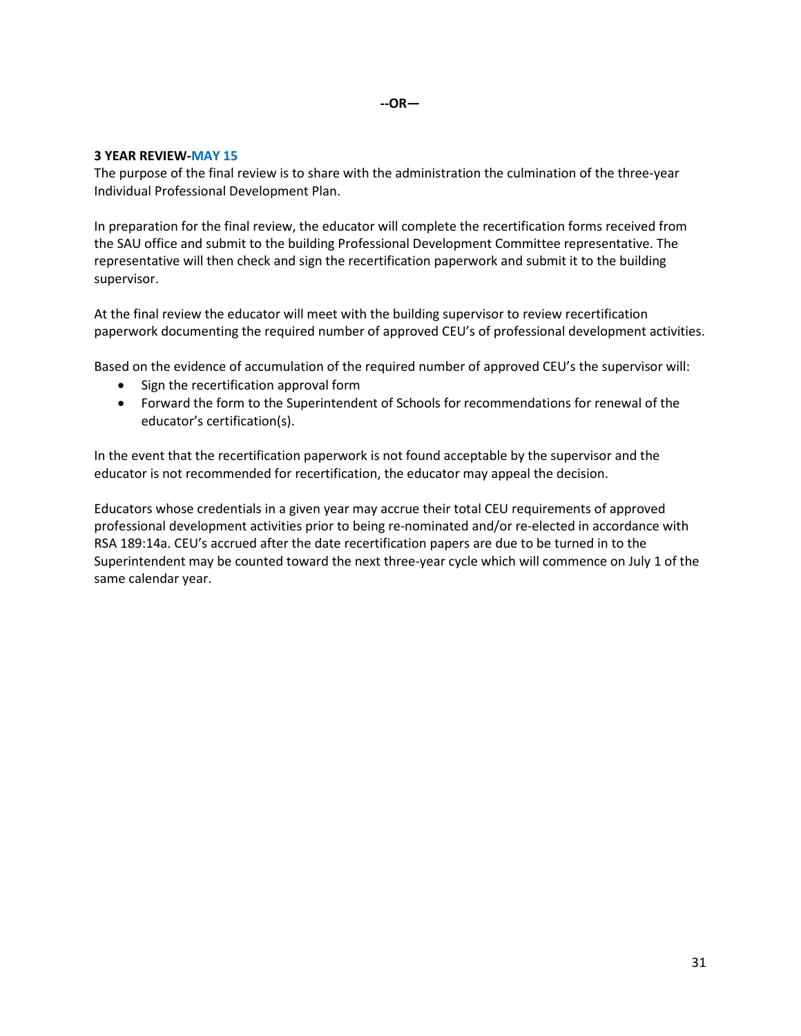**--OR—**

**3 YEAR REVIEW-MAY 15**

The purpose of the final review is to share with the administration the culmination of the three-year Individual Professional Development Plan.

In preparation for the final review, the educator will complete the recertification forms received from the SAU office and submit to the building Professional Development Committee representative. The representative will then check and sign the recertification paperwork and submit it to the building supervisor.

At the final review the educator will meet with the building supervisor to review recertification paperwork documenting the required number of approved CEU's of professional development activities.

Based on the evidence of accumulation of the required number of approved CEU's the supervisor will:

- Sign the recertification approval form
- Forward the form to the Superintendent of Schools for recommendations for renewal of the educator's certification(s).

In the event that the recertification paperwork is not found acceptable by the supervisor and the educator is not recommended for recertification, the educator may appeal the decision.

Educators whose credentials in a given year may accrue their total CEU requirements of approved professional development activities prior to being re-nominated and/or re-elected in accordance with RSA 189:14a. CEU's accrued after the date recertification papers are due to be turned in to the Superintendent may be counted toward the next three-year cycle which will commence on July 1 of the same calendar year.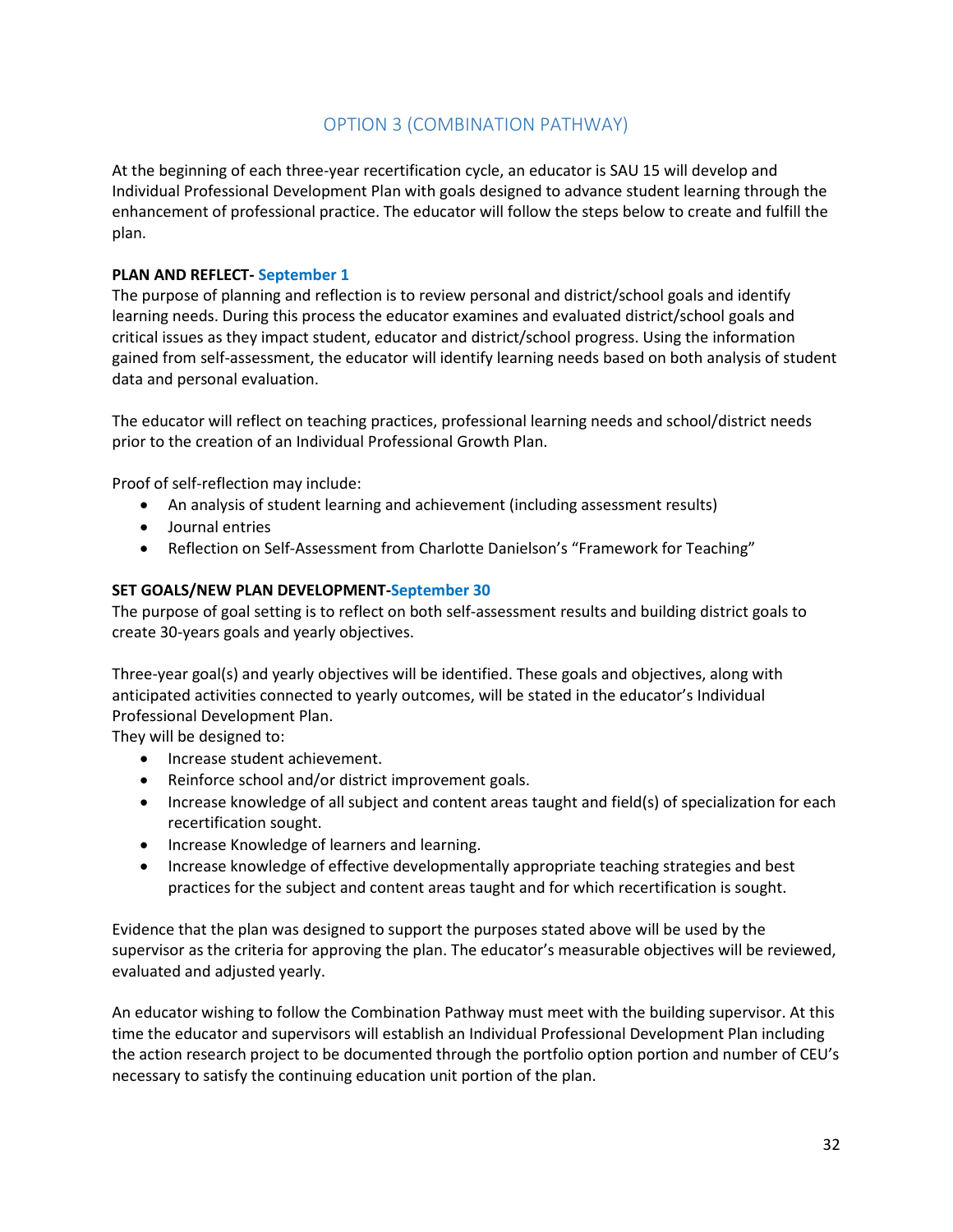## OPTION 3 (COMBINATION PATHWAY)

At the beginning of each three-year recertification cycle, an educator is SAU 15 will develop and Individual Professional Development Plan with goals designed to advance student learning through the enhancement of professional practice. The educator will follow the steps below to create and fulfill the plan.

**PLAN AND REFLECT- September 1**
The purpose of planning and reflection is to review personal and district/school goals and identify learning needs. During this process the educator examines and evaluated district/school goals and critical issues as they impact student, educator and district/school progress. Using the information gained from self-assessment, the educator will identify learning needs based on both analysis of student data and personal evaluation.

The educator will reflect on teaching practices, professional learning needs and school/district needs prior to the creation of an Individual Professional Growth Plan.

Proof of self-reflection may include:

- An analysis of student learning and achievement (including assessment results)
- Journal entries
- Reflection on Self-Assessment from Charlotte Danielson's "Framework for Teaching"

**SET GOALS/NEW PLAN DEVELOPMENT-September 30**
The purpose of goal setting is to reflect on both self-assessment results and building district goals to create 30-years goals and yearly objectives.

Three-year goal(s) and yearly objectives will be identified. These goals and objectives, along with anticipated activities connected to yearly outcomes, will be stated in the educator's Individual Professional Development Plan.
They will be designed to:

- Increase student achievement.
- Reinforce school and/or district improvement goals.
- Increase knowledge of all subject and content areas taught and field(s) of specialization for each recertification sought.
- Increase Knowledge of learners and learning.
- Increase knowledge of effective developmentally appropriate teaching strategies and best practices for the subject and content areas taught and for which recertification is sought.

Evidence that the plan was designed to support the purposes stated above will be used by the supervisor as the criteria for approving the plan. The educator's measurable objectives will be reviewed, evaluated and adjusted yearly.

An educator wishing to follow the Combination Pathway must meet with the building supervisor. At this time the educator and supervisors will establish an Individual Professional Development Plan including the action research project to be documented through the portfolio option portion and number of CEU's necessary to satisfy the continuing education unit portion of the plan.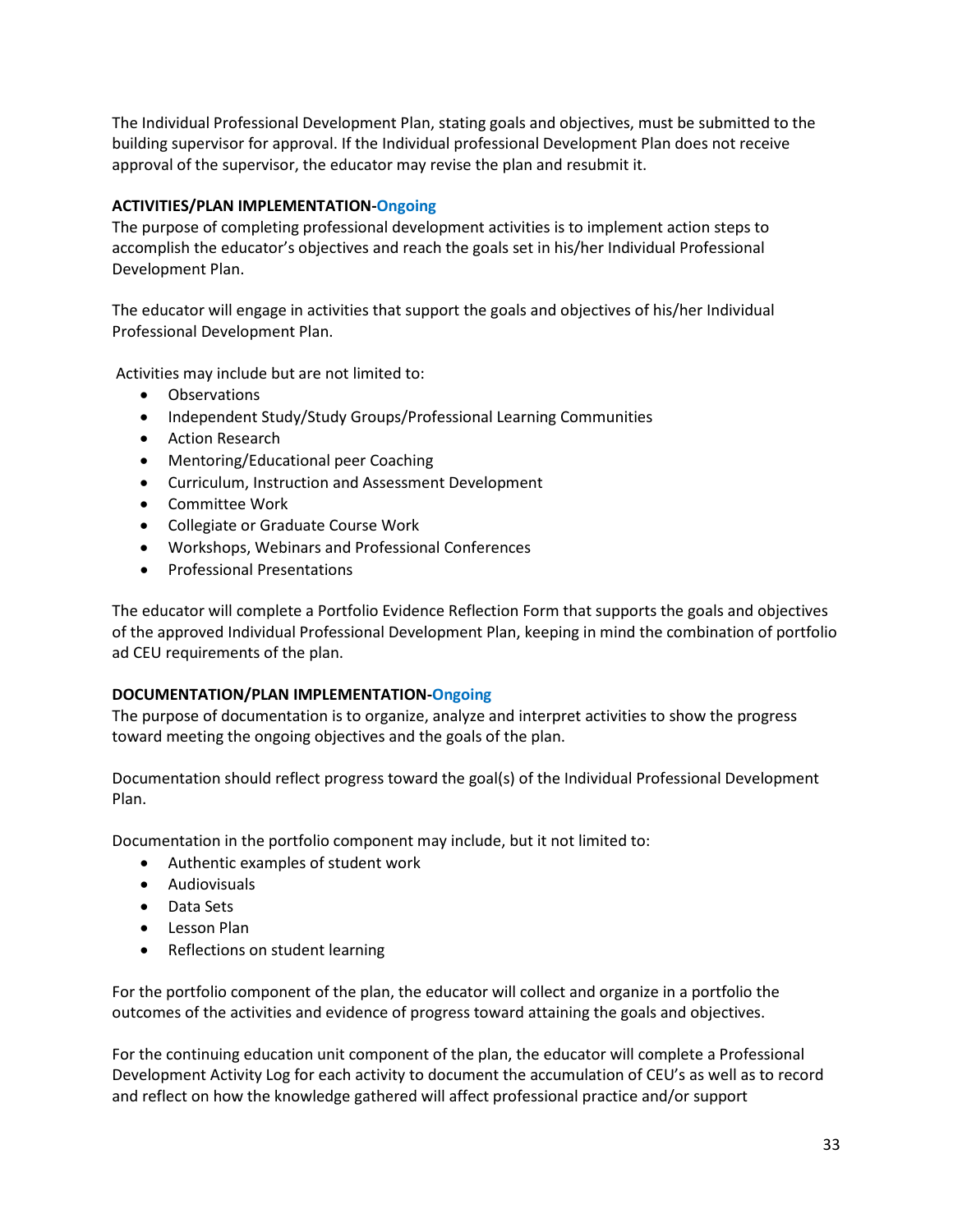The Individual Professional Development Plan, stating goals and objectives, must be submitted to the building supervisor for approval. If the Individual professional Development Plan does not receive approval of the supervisor, the educator may revise the plan and resubmit it.

**ACTIVITIES/PLAN IMPLEMENTATION-Ongoing**

The purpose of completing professional development activities is to implement action steps to accomplish the educator's objectives and reach the goals set in his/her Individual Professional Development Plan.

The educator will engage in activities that support the goals and objectives of his/her Individual Professional Development Plan.

Activities may include but are not limited to:

- Observations
- Independent Study/Study Groups/Professional Learning Communities
- Action Research
- Mentoring/Educational peer Coaching
- Curriculum, Instruction and Assessment Development
- Committee Work
- Collegiate or Graduate Course Work
- Workshops, Webinars and Professional Conferences
- Professional Presentations

The educator will complete a Portfolio Evidence Reflection Form that supports the goals and objectives of the approved Individual Professional Development Plan, keeping in mind the combination of portfolio ad CEU requirements of the plan.

**DOCUMENTATION/PLAN IMPLEMENTATION-Ongoing**

The purpose of documentation is to organize, analyze and interpret activities to show the progress toward meeting the ongoing objectives and the goals of the plan.

Documentation should reflect progress toward the goal(s) of the Individual Professional Development Plan.

Documentation in the portfolio component may include, but it not limited to:

- Authentic examples of student work
- Audiovisuals
- Data Sets
- Lesson Plan
- Reflections on student learning

For the portfolio component of the plan, the educator will collect and organize in a portfolio the outcomes of the activities and evidence of progress toward attaining the goals and objectives.

For the continuing education unit component of the plan, the educator will complete a Professional Development Activity Log for each activity to document the accumulation of CEU's as well as to record and reflect on how the knowledge gathered will affect professional practice and/or support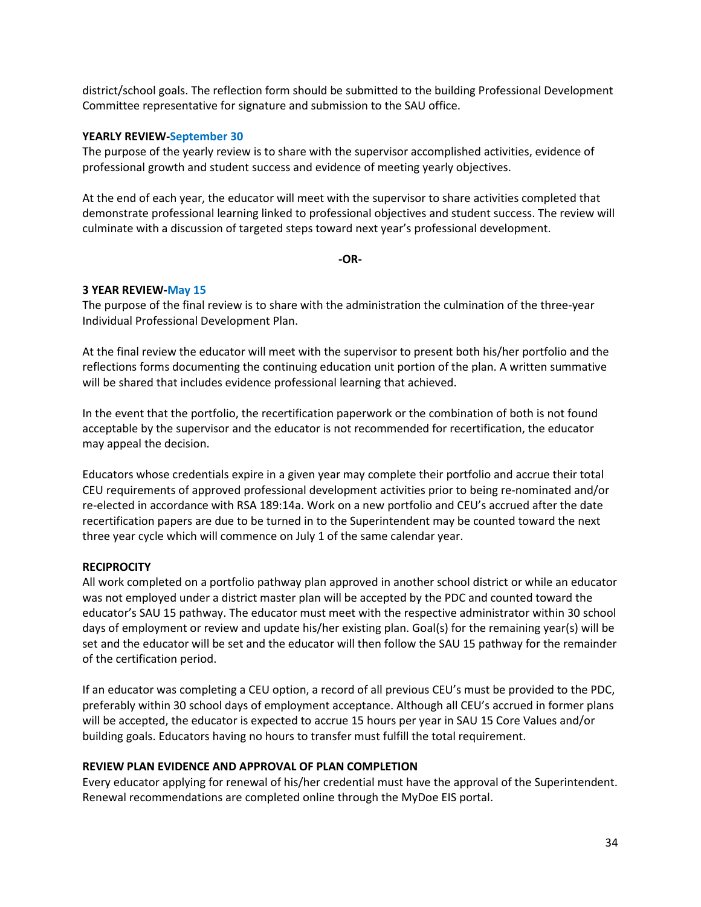district/school goals. The reflection form should be submitted to the building Professional Development Committee representative for signature and submission to the SAU office.

**YEARLY REVIEW-September 30**

The purpose of the yearly review is to share with the supervisor accomplished activities, evidence of professional growth and student success and evidence of meeting yearly objectives.

At the end of each year, the educator will meet with the supervisor to share activities completed that demonstrate professional learning linked to professional objectives and student success. The review will culminate with a discussion of targeted steps toward next year's professional development.

**-OR-**

**3 YEAR REVIEW-May 15**

The purpose of the final review is to share with the administration the culmination of the three-year Individual Professional Development Plan.

At the final review the educator will meet with the supervisor to present both his/her portfolio and the reflections forms documenting the continuing education unit portion of the plan. A written summative will be shared that includes evidence professional learning that achieved.

In the event that the portfolio, the recertification paperwork or the combination of both is not found acceptable by the supervisor and the educator is not recommended for recertification, the educator may appeal the decision.

Educators whose credentials expire in a given year may complete their portfolio and accrue their total CEU requirements of approved professional development activities prior to being re-nominated and/or re-elected in accordance with RSA 189:14a. Work on a new portfolio and CEU's accrued after the date recertification papers are due to be turned in to the Superintendent may be counted toward the next three year cycle which will commence on July 1 of the same calendar year.

**RECIPROCITY**

All work completed on a portfolio pathway plan approved in another school district or while an educator was not employed under a district master plan will be accepted by the PDC and counted toward the educator's SAU 15 pathway. The educator must meet with the respective administrator within 30 school days of employment or review and update his/her existing plan. Goal(s) for the remaining year(s) will be set and the educator will be set and the educator will then follow the SAU 15 pathway for the remainder of the certification period.

If an educator was completing a CEU option, a record of all previous CEU's must be provided to the PDC, preferably within 30 school days of employment acceptance. Although all CEU's accrued in former plans will be accepted, the educator is expected to accrue 15 hours per year in SAU 15 Core Values and/or building goals. Educators having no hours to transfer must fulfill the total requirement.

**REVIEW PLAN EVIDENCE AND APPROVAL OF PLAN COMPLETION**

Every educator applying for renewal of his/her credential must have the approval of the Superintendent. Renewal recommendations are completed online through the MyDoe EIS portal.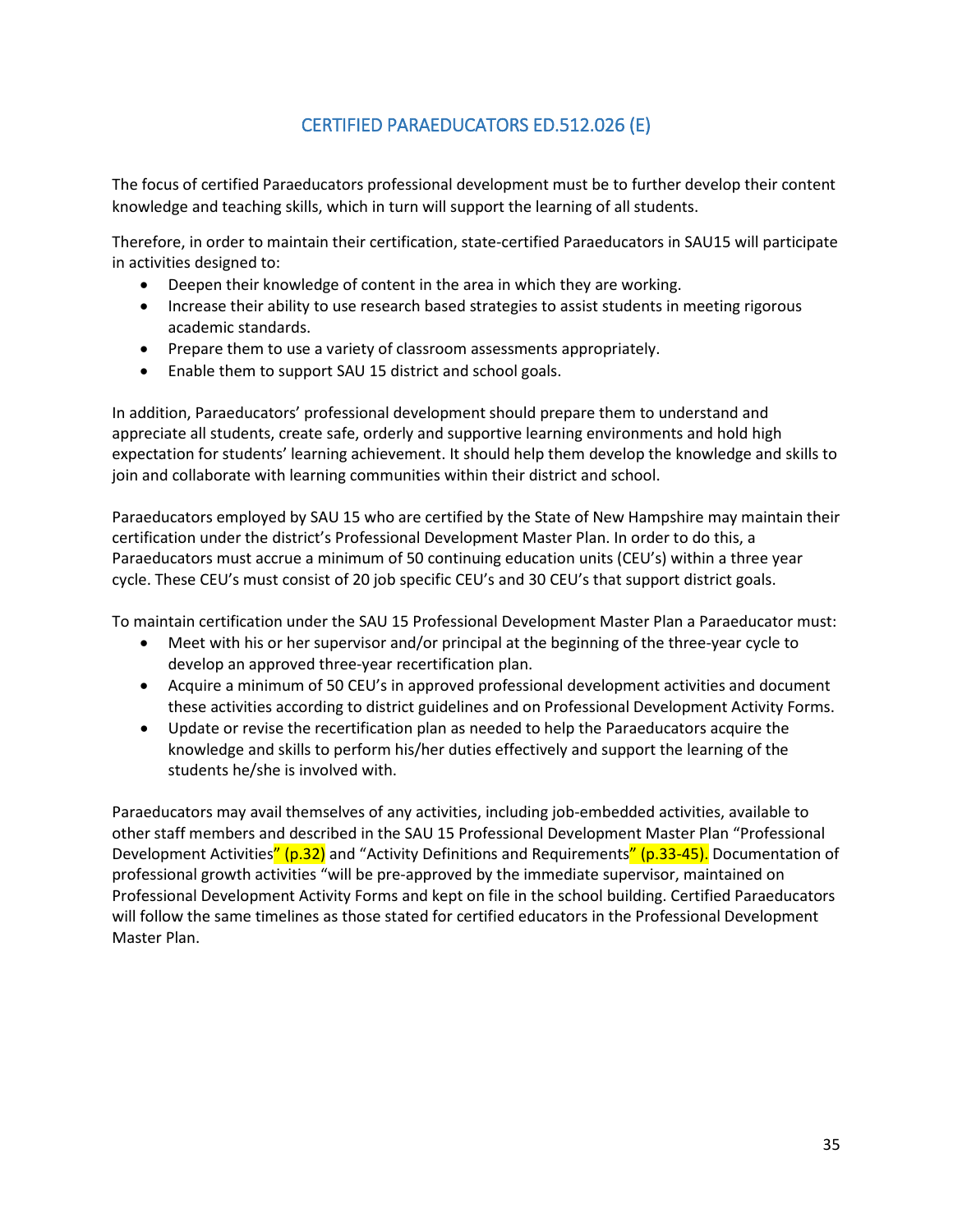## CERTIFIED PARAEDUCATORS ED.512.026 (E)

The focus of certified Paraeducators professional development must be to further develop their content knowledge and teaching skills, which in turn will support the learning of all students.

Therefore, in order to maintain their certification, state-certified Paraeducators in SAU15 will participate in activities designed to:

- Deepen their knowledge of content in the area in which they are working.
- Increase their ability to use research based strategies to assist students in meeting rigorous academic standards.
- Prepare them to use a variety of classroom assessments appropriately.
- Enable them to support SAU 15 district and school goals.

In addition, Paraeducators' professional development should prepare them to understand and appreciate all students, create safe, orderly and supportive learning environments and hold high expectation for students' learning achievement. It should help them develop the knowledge and skills to join and collaborate with learning communities within their district and school.

Paraeducators employed by SAU 15 who are certified by the State of New Hampshire may maintain their certification under the district's Professional Development Master Plan. In order to do this, a Paraeducators must accrue a minimum of 50 continuing education units (CEU's) within a three year cycle. These CEU's must consist of 20 job specific CEU's and 30 CEU's that support district goals.

To maintain certification under the SAU 15 Professional Development Master Plan a Paraeducator must:

- Meet with his or her supervisor and/or principal at the beginning of the three-year cycle to develop an approved three-year recertification plan.
- Acquire a minimum of 50 CEU's in approved professional development activities and document these activities according to district guidelines and on Professional Development Activity Forms.
- Update or revise the recertification plan as needed to help the Paraeducators acquire the knowledge and skills to perform his/her duties effectively and support the learning of the students he/she is involved with.

Paraeducators may avail themselves of any activities, including job-embedded activities, available to other staff members and described in the SAU 15 Professional Development Master Plan "Professional Development Activities" (p.32) and "Activity Definitions and Requirements" (p.33-45). Documentation of professional growth activities "will be pre-approved by the immediate supervisor, maintained on Professional Development Activity Forms and kept on file in the school building. Certified Paraeducators will follow the same timelines as those stated for certified educators in the Professional Development Master Plan.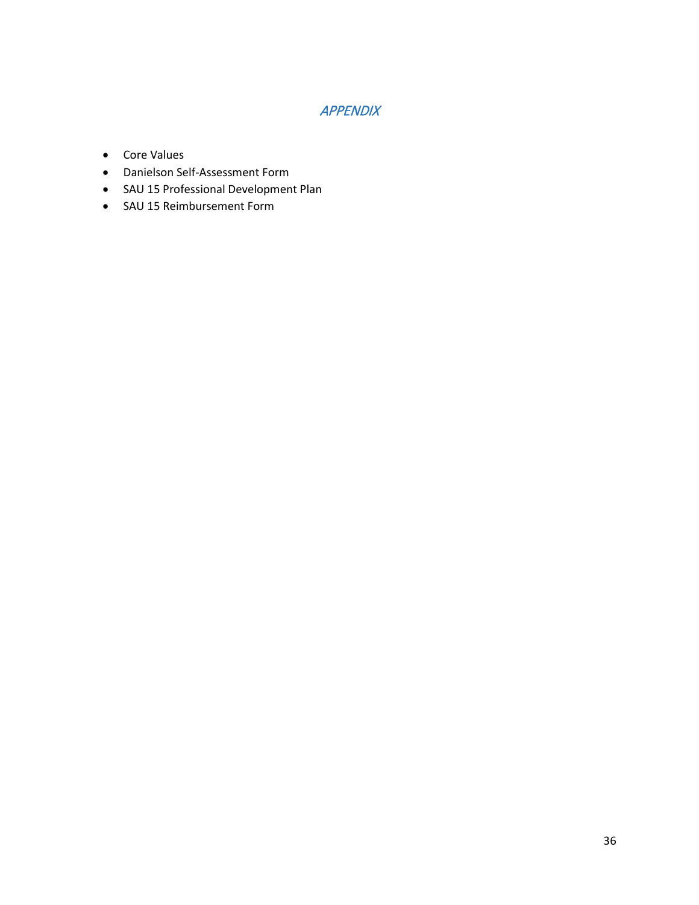# *APPENDIX*

- Core Values
- Danielson Self-Assessment Form
- SAU 15 Professional Development Plan
- SAU 15 Reimbursement Form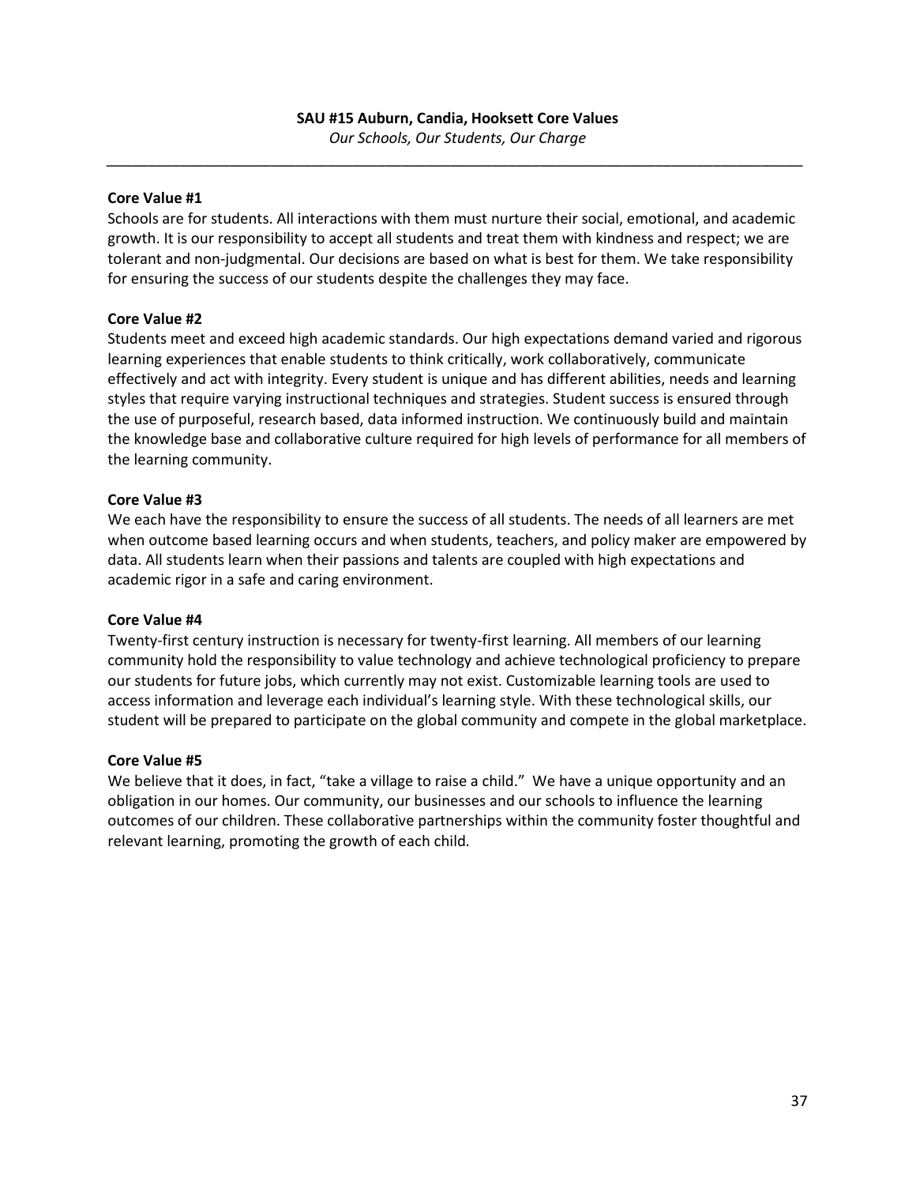## SAU #15 Auburn, Candia, Hooksett Core Values

*Our Schools, Our Students, Our Charge*

---

**Core Value #1**

Schools are for students. All interactions with them must nurture their social, emotional, and academic growth. It is our responsibility to accept all students and treat them with kindness and respect; we are tolerant and non-judgmental. Our decisions are based on what is best for them. We take responsibility for ensuring the success of our students despite the challenges they may face.

**Core Value #2**

Students meet and exceed high academic standards. Our high expectations demand varied and rigorous learning experiences that enable students to think critically, work collaboratively, communicate effectively and act with integrity. Every student is unique and has different abilities, needs and learning styles that require varying instructional techniques and strategies. Student success is ensured through the use of purposeful, research based, data informed instruction. We continuously build and maintain the knowledge base and collaborative culture required for high levels of performance for all members of the learning community.

**Core Value #3**

We each have the responsibility to ensure the success of all students. The needs of all learners are met when outcome based learning occurs and when students, teachers, and policy maker are empowered by data. All students learn when their passions and talents are coupled with high expectations and academic rigor in a safe and caring environment.

**Core Value #4**

Twenty-first century instruction is necessary for twenty-first learning. All members of our learning community hold the responsibility to value technology and achieve technological proficiency to prepare our students for future jobs, which currently may not exist. Customizable learning tools are used to access information and leverage each individual's learning style. With these technological skills, our student will be prepared to participate on the global community and compete in the global marketplace.

**Core Value #5**

We believe that it does, in fact, "take a village to raise a child." We have a unique opportunity and an obligation in our homes. Our community, our businesses and our schools to influence the learning outcomes of our children. These collaborative partnerships within the community foster thoughtful and relevant learning, promoting the growth of each child.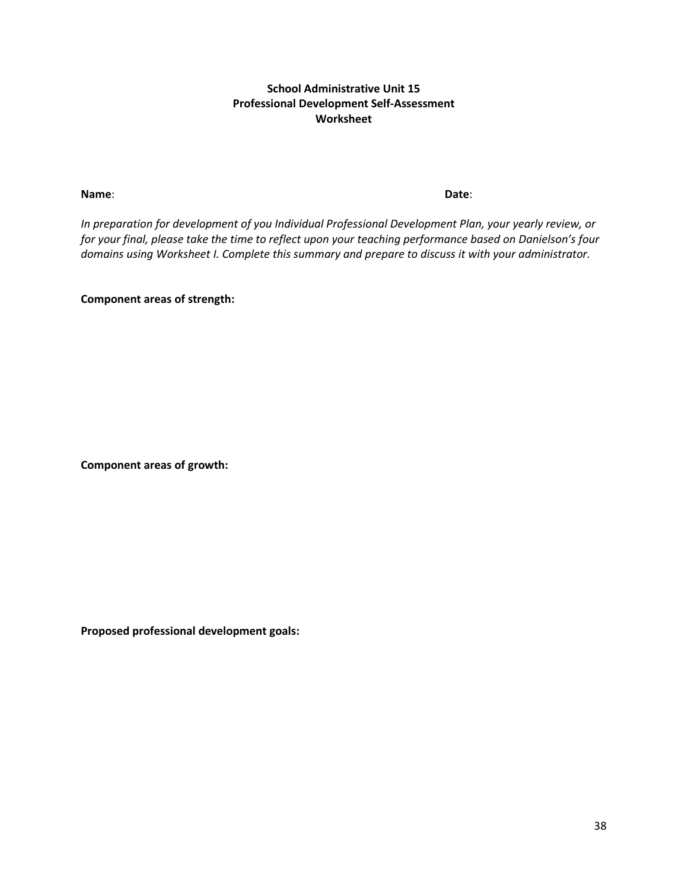**School Administrative Unit 15**
**Professional Development Self-Assessment**
**Worksheet**

**Name**: **Date**:

*In preparation for development of you Individual Professional Development Plan, your yearly review, or for your final, please take the time to reflect upon your teaching performance based on Danielson's four domains using Worksheet I. Complete this summary and prepare to discuss it with your administrator.*

**Component areas of strength:**

**Component areas of growth:**

**Proposed professional development goals:**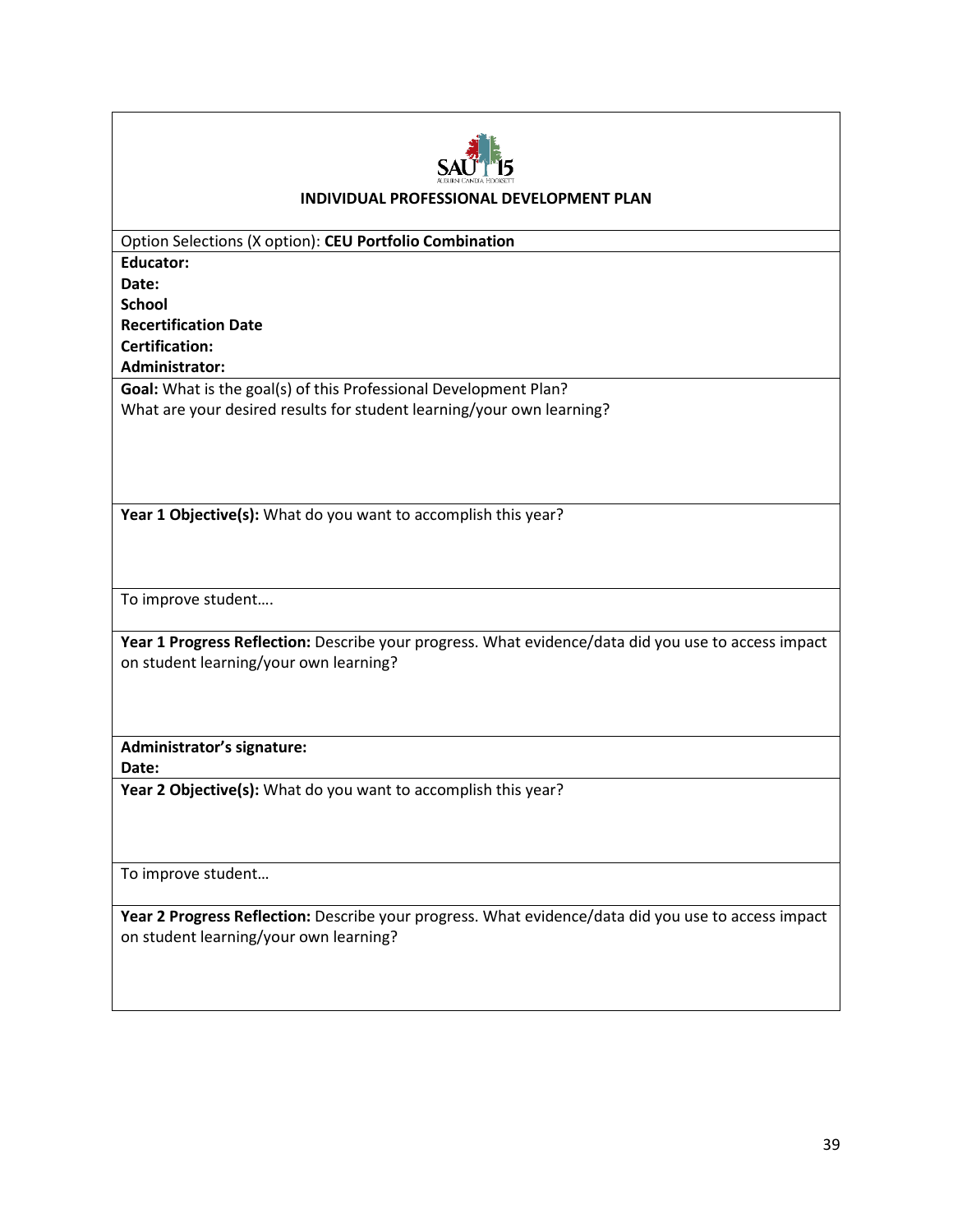SAU 15
AUBURN CANDIA HOOKSETT

## INDIVIDUAL PROFESSIONAL DEVELOPMENT PLAN

Option Selections (X option): **CEU Portfolio Combination**

**Educator:**
**Date:**
**School**
**Recertification Date**
**Certification:**
**Administrator:**

**Goal:** What is the goal(s) of this Professional Development Plan?
What are your desired results for student learning/your own learning?

**Year 1 Objective(s):** What do you want to accomplish this year?

To improve student….

**Year 1 Progress Reflection:** Describe your progress. What evidence/data did you use to access impact on student learning/your own learning?

**Administrator's signature:**
**Date:**

**Year 2 Objective(s):** What do you want to accomplish this year?

To improve student…

**Year 2 Progress Reflection:** Describe your progress. What evidence/data did you use to access impact on student learning/your own learning?